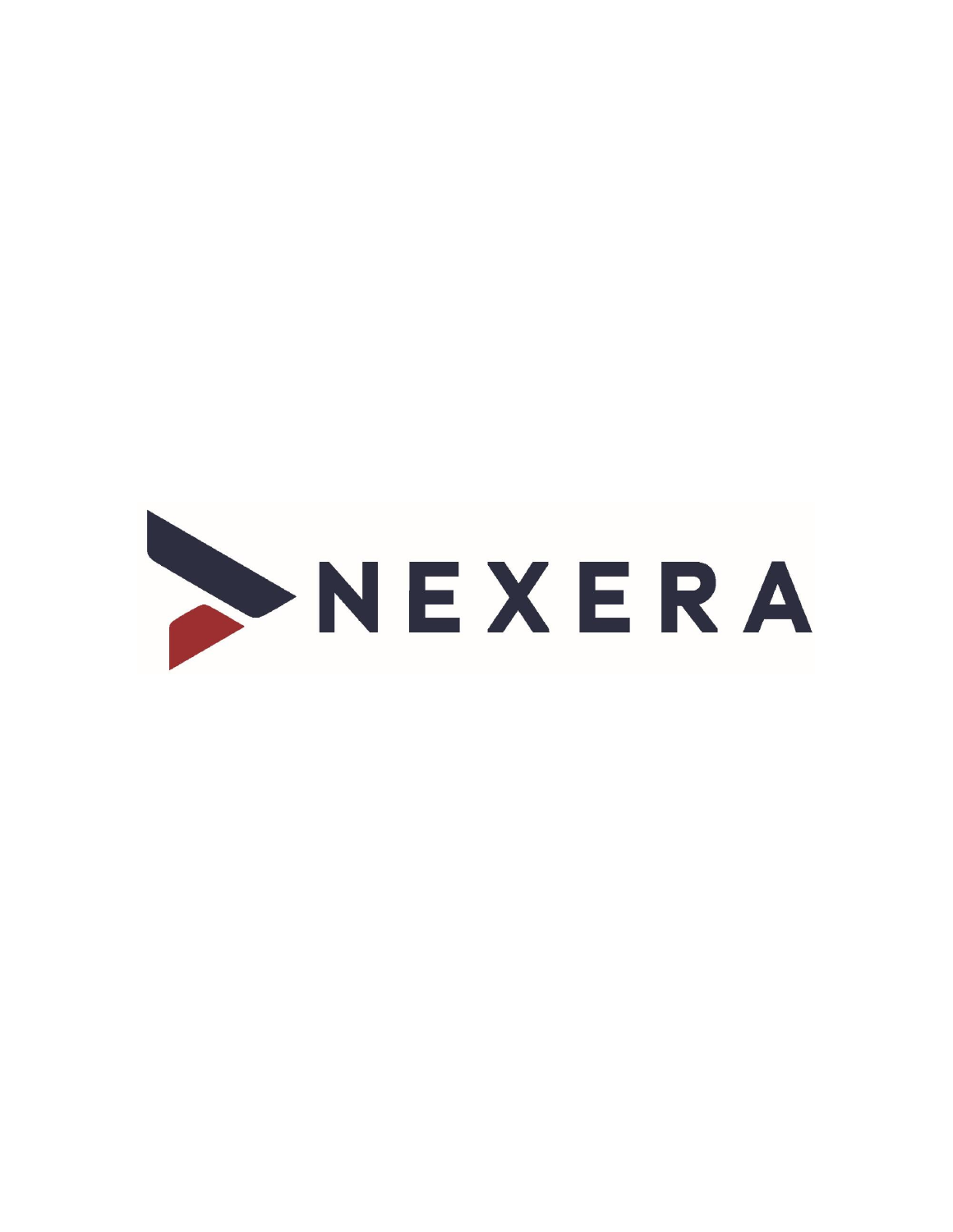NEXERA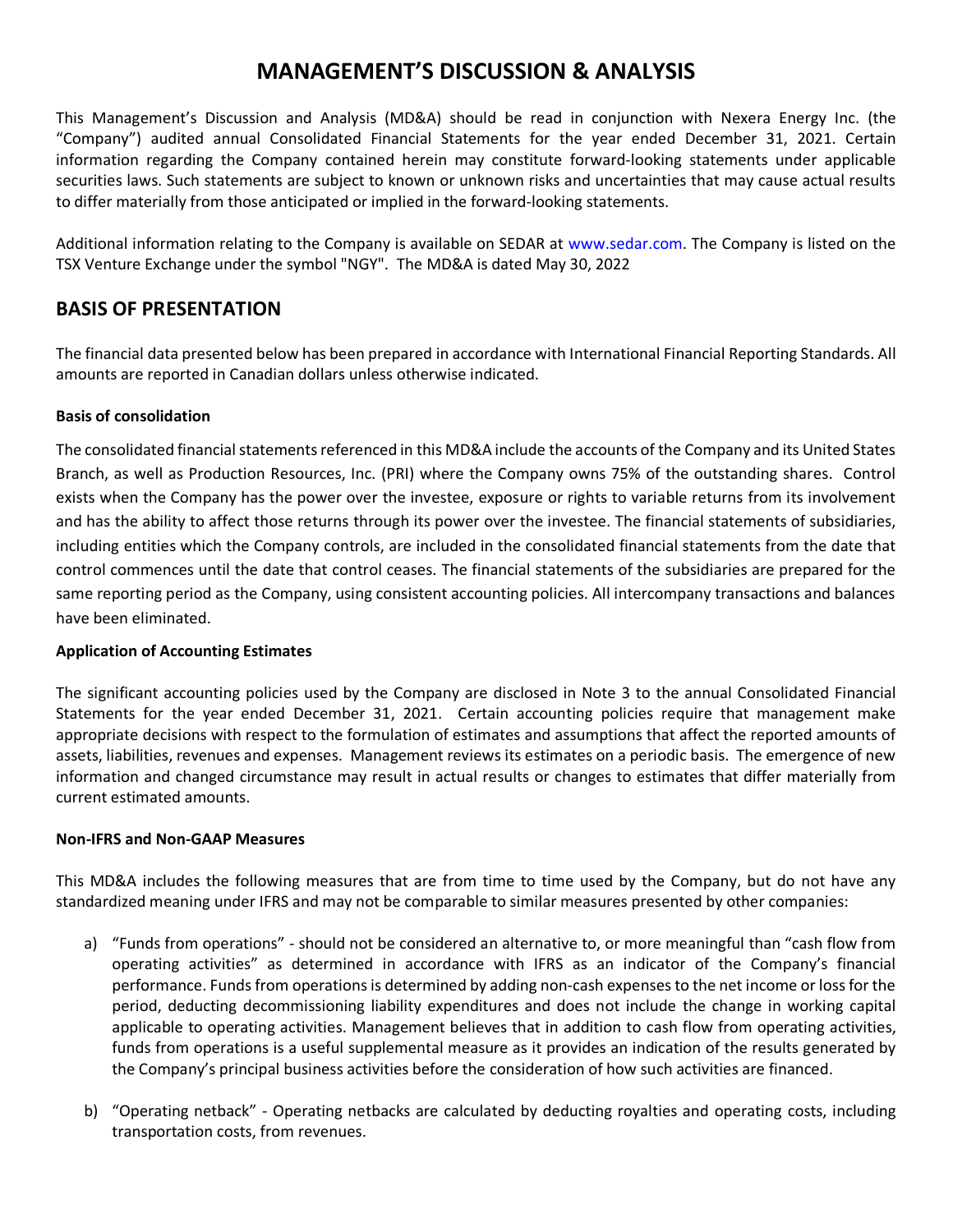# MANAGEMENT'S DISCUSSION & ANALYSIS

This Management's Discussion and Analysis (MD&A) should be read in conjunction with Nexera Energy Inc. (the "Company") audited annual Consolidated Financial Statements for the year ended December 31, 2021. Certain information regarding the Company contained herein may constitute forward-looking statements under applicable securities laws. Such statements are subject to known or unknown risks and uncertainties that may cause actual results to differ materially from those anticipated or implied in the forward-looking statements.

Additional information relating to the Company is available on SEDAR at www.sedar.com. The Company is listed on the TSX Venture Exchange under the symbol "NGY". The MD&A is dated May 30, 2022

## BASIS OF PRESENTATION

The financial data presented below has been prepared in accordance with International Financial Reporting Standards. All amounts are reported in Canadian dollars unless otherwise indicated.

**Basis of consolidation**

The consolidated financial statements referenced in this MD&A include the accounts of the Company and its United States Branch, as well as Production Resources, Inc. (PRI) where the Company owns 75% of the outstanding shares. Control exists when the Company has the power over the investee, exposure or rights to variable returns from its involvement and has the ability to affect those returns through its power over the investee. The financial statements of subsidiaries, including entities which the Company controls, are included in the consolidated financial statements from the date that control commences until the date that control ceases. The financial statements of the subsidiaries are prepared for the same reporting period as the Company, using consistent accounting policies. All intercompany transactions and balances have been eliminated.

**Application of Accounting Estimates**

The significant accounting policies used by the Company are disclosed in Note 3 to the annual Consolidated Financial Statements for the year ended December 31, 2021. Certain accounting policies require that management make appropriate decisions with respect to the formulation of estimates and assumptions that affect the reported amounts of assets, liabilities, revenues and expenses. Management reviews its estimates on a periodic basis. The emergence of new information and changed circumstance may result in actual results or changes to estimates that differ materially from current estimated amounts.

**Non-IFRS and Non-GAAP Measures**

This MD&A includes the following measures that are from time to time used by the Company, but do not have any standardized meaning under IFRS and may not be comparable to similar measures presented by other companies:

a) "Funds from operations" - should not be considered an alternative to, or more meaningful than "cash flow from operating activities" as determined in accordance with IFRS as an indicator of the Company's financial performance. Funds from operations is determined by adding non-cash expenses to the net income or loss for the period, deducting decommissioning liability expenditures and does not include the change in working capital applicable to operating activities. Management believes that in addition to cash flow from operating activities, funds from operations is a useful supplemental measure as it provides an indication of the results generated by the Company's principal business activities before the consideration of how such activities are financed.

b) "Operating netback" - Operating netbacks are calculated by deducting royalties and operating costs, including transportation costs, from revenues.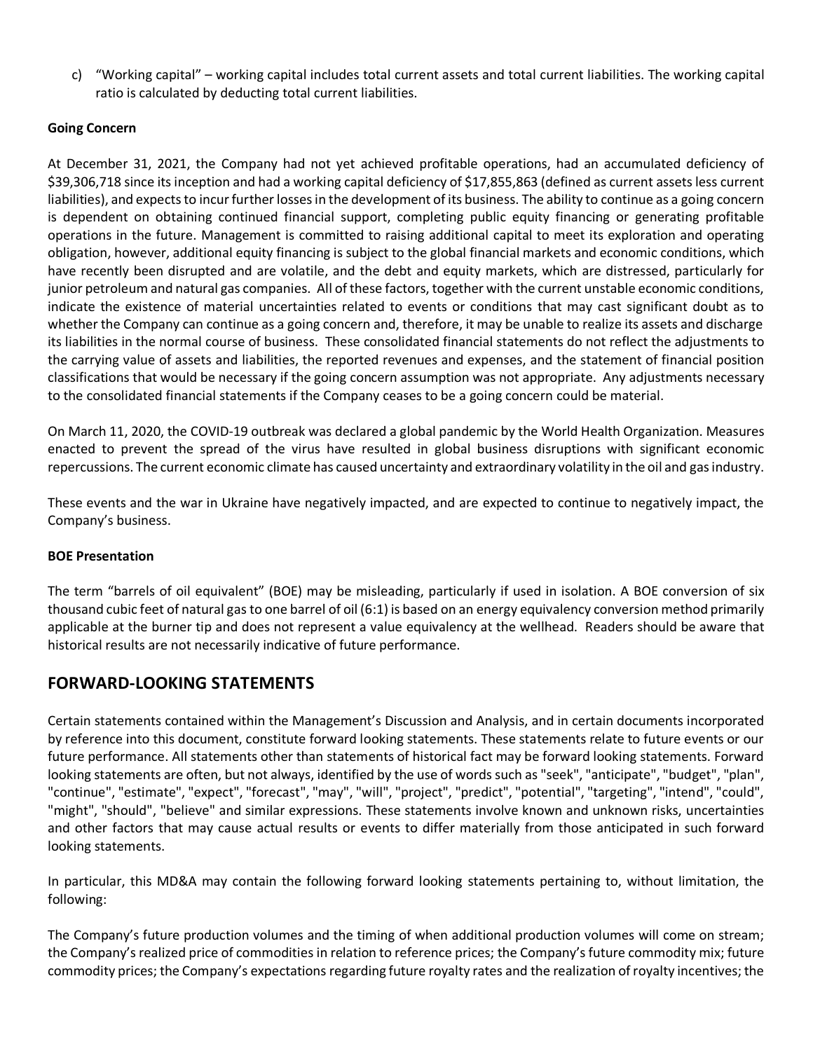c) "Working capital" – working capital includes total current assets and total current liabilities. The working capital ratio is calculated by deducting total current liabilities.

**Going Concern**

At December 31, 2021, the Company had not yet achieved profitable operations, had an accumulated deficiency of $39,306,718 since its inception and had a working capital deficiency of $17,855,863 (defined as current assets less current liabilities), and expects to incur further losses in the development of its business. The ability to continue as a going concern is dependent on obtaining continued financial support, completing public equity financing or generating profitable operations in the future. Management is committed to raising additional capital to meet its exploration and operating obligation, however, additional equity financing is subject to the global financial markets and economic conditions, which have recently been disrupted and are volatile, and the debt and equity markets, which are distressed, particularly for junior petroleum and natural gas companies. All of these factors, together with the current unstable economic conditions, indicate the existence of material uncertainties related to events or conditions that may cast significant doubt as to whether the Company can continue as a going concern and, therefore, it may be unable to realize its assets and discharge its liabilities in the normal course of business. These consolidated financial statements do not reflect the adjustments to the carrying value of assets and liabilities, the reported revenues and expenses, and the statement of financial position classifications that would be necessary if the going concern assumption was not appropriate. Any adjustments necessary to the consolidated financial statements if the Company ceases to be a going concern could be material.

On March 11, 2020, the COVID-19 outbreak was declared a global pandemic by the World Health Organization. Measures enacted to prevent the spread of the virus have resulted in global business disruptions with significant economic repercussions. The current economic climate has caused uncertainty and extraordinary volatility in the oil and gas industry.

These events and the war in Ukraine have negatively impacted, and are expected to continue to negatively impact, the Company's business.

**BOE Presentation**

The term "barrels of oil equivalent" (BOE) may be misleading, particularly if used in isolation. A BOE conversion of six thousand cubic feet of natural gas to one barrel of oil (6:1) is based on an energy equivalency conversion method primarily applicable at the burner tip and does not represent a value equivalency at the wellhead. Readers should be aware that historical results are not necessarily indicative of future performance.

## FORWARD-LOOKING STATEMENTS

Certain statements contained within the Management's Discussion and Analysis, and in certain documents incorporated by reference into this document, constitute forward looking statements. These statements relate to future events or our future performance. All statements other than statements of historical fact may be forward looking statements. Forward looking statements are often, but not always, identified by the use of words such as "seek", "anticipate", "budget", "plan", "continue", "estimate", "expect", "forecast", "may", "will", "project", "predict", "potential", "targeting", "intend", "could", "might", "should", "believe" and similar expressions. These statements involve known and unknown risks, uncertainties and other factors that may cause actual results or events to differ materially from those anticipated in such forward looking statements.

In particular, this MD&A may contain the following forward looking statements pertaining to, without limitation, the following:

The Company's future production volumes and the timing of when additional production volumes will come on stream; the Company's realized price of commodities in relation to reference prices; the Company's future commodity mix; future commodity prices; the Company's expectations regarding future royalty rates and the realization of royalty incentives; the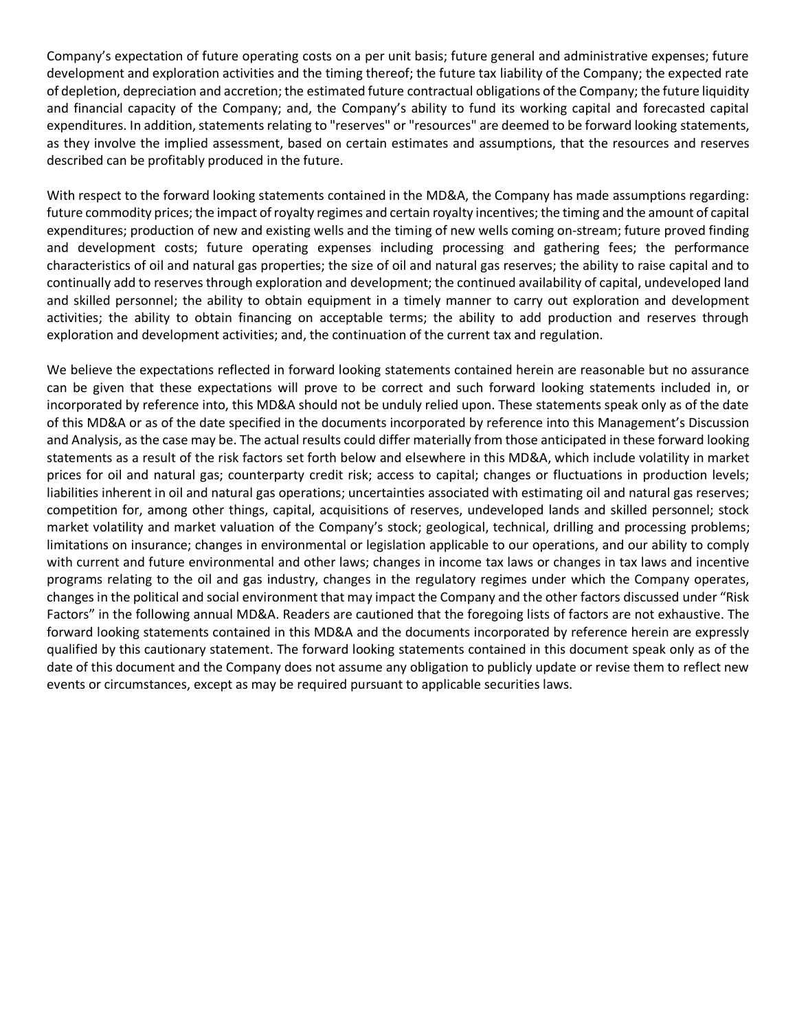Company's expectation of future operating costs on a per unit basis; future general and administrative expenses; future development and exploration activities and the timing thereof; the future tax liability of the Company; the expected rate of depletion, depreciation and accretion; the estimated future contractual obligations of the Company; the future liquidity and financial capacity of the Company; and, the Company's ability to fund its working capital and forecasted capital expenditures. In addition, statements relating to "reserves" or "resources" are deemed to be forward looking statements, as they involve the implied assessment, based on certain estimates and assumptions, that the resources and reserves described can be profitably produced in the future.

With respect to the forward looking statements contained in the MD&A, the Company has made assumptions regarding: future commodity prices; the impact of royalty regimes and certain royalty incentives; the timing and the amount of capital expenditures; production of new and existing wells and the timing of new wells coming on-stream; future proved finding and development costs; future operating expenses including processing and gathering fees; the performance characteristics of oil and natural gas properties; the size of oil and natural gas reserves; the ability to raise capital and to continually add to reserves through exploration and development; the continued availability of capital, undeveloped land and skilled personnel; the ability to obtain equipment in a timely manner to carry out exploration and development activities; the ability to obtain financing on acceptable terms; the ability to add production and reserves through exploration and development activities; and, the continuation of the current tax and regulation.

We believe the expectations reflected in forward looking statements contained herein are reasonable but no assurance can be given that these expectations will prove to be correct and such forward looking statements included in, or incorporated by reference into, this MD&A should not be unduly relied upon. These statements speak only as of the date of this MD&A or as of the date specified in the documents incorporated by reference into this Management's Discussion and Analysis, as the case may be. The actual results could differ materially from those anticipated in these forward looking statements as a result of the risk factors set forth below and elsewhere in this MD&A, which include volatility in market prices for oil and natural gas; counterparty credit risk; access to capital; changes or fluctuations in production levels; liabilities inherent in oil and natural gas operations; uncertainties associated with estimating oil and natural gas reserves; competition for, among other things, capital, acquisitions of reserves, undeveloped lands and skilled personnel; stock market volatility and market valuation of the Company's stock; geological, technical, drilling and processing problems; limitations on insurance; changes in environmental or legislation applicable to our operations, and our ability to comply with current and future environmental and other laws; changes in income tax laws or changes in tax laws and incentive programs relating to the oil and gas industry, changes in the regulatory regimes under which the Company operates, changes in the political and social environment that may impact the Company and the other factors discussed under "Risk Factors" in the following annual MD&A. Readers are cautioned that the foregoing lists of factors are not exhaustive. The forward looking statements contained in this MD&A and the documents incorporated by reference herein are expressly qualified by this cautionary statement. The forward looking statements contained in this document speak only as of the date of this document and the Company does not assume any obligation to publicly update or revise them to reflect new events or circumstances, except as may be required pursuant to applicable securities laws.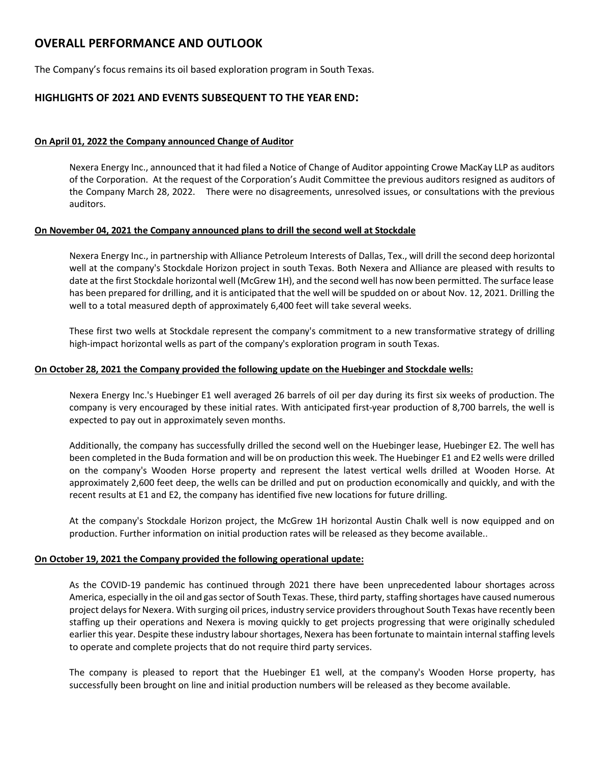# OVERALL PERFORMANCE AND OUTLOOK

The Company's focus remains its oil based exploration program in South Texas.

## HIGHLIGHTS OF 2021 AND EVENTS SUBSEQUENT TO THE YEAR END:

**On April 01, 2022 the Company announced Change of Auditor**

Nexera Energy Inc., announced that it had filed a Notice of Change of Auditor appointing Crowe MacKay LLP as auditors of the Corporation. At the request of the Corporation's Audit Committee the previous auditors resigned as auditors of the Company March 28, 2022. There were no disagreements, unresolved issues, or consultations with the previous auditors.

**On November 04, 2021 the Company announced plans to drill the second well at Stockdale**

Nexera Energy Inc., in partnership with Alliance Petroleum Interests of Dallas, Tex., will drill the second deep horizontal well at the company's Stockdale Horizon project in south Texas. Both Nexera and Alliance are pleased with results to date at the first Stockdale horizontal well (McGrew 1H), and the second well has now been permitted. The surface lease has been prepared for drilling, and it is anticipated that the well will be spudded on or about Nov. 12, 2021. Drilling the well to a total measured depth of approximately 6,400 feet will take several weeks.

These first two wells at Stockdale represent the company's commitment to a new transformative strategy of drilling high-impact horizontal wells as part of the company's exploration program in south Texas.

**On October 28, 2021 the Company provided the following update on the Huebinger and Stockdale wells:**

Nexera Energy Inc.'s Huebinger E1 well averaged 26 barrels of oil per day during its first six weeks of production. The company is very encouraged by these initial rates. With anticipated first-year production of 8,700 barrels, the well is expected to pay out in approximately seven months.

Additionally, the company has successfully drilled the second well on the Huebinger lease, Huebinger E2. The well has been completed in the Buda formation and will be on production this week. The Huebinger E1 and E2 wells were drilled on the company's Wooden Horse property and represent the latest vertical wells drilled at Wooden Horse. At approximately 2,600 feet deep, the wells can be drilled and put on production economically and quickly, and with the recent results at E1 and E2, the company has identified five new locations for future drilling.

At the company's Stockdale Horizon project, the McGrew 1H horizontal Austin Chalk well is now equipped and on production. Further information on initial production rates will be released as they become available..

**On October 19, 2021 the Company provided the following operational update:**

As the COVID-19 pandemic has continued through 2021 there have been unprecedented labour shortages across America, especially in the oil and gas sector of South Texas. These, third party, staffing shortages have caused numerous project delays for Nexera. With surging oil prices, industry service providers throughout South Texas have recently been staffing up their operations and Nexera is moving quickly to get projects progressing that were originally scheduled earlier this year. Despite these industry labour shortages, Nexera has been fortunate to maintain internal staffing levels to operate and complete projects that do not require third party services.

The company is pleased to report that the Huebinger E1 well, at the company's Wooden Horse property, has successfully been brought on line and initial production numbers will be released as they become available.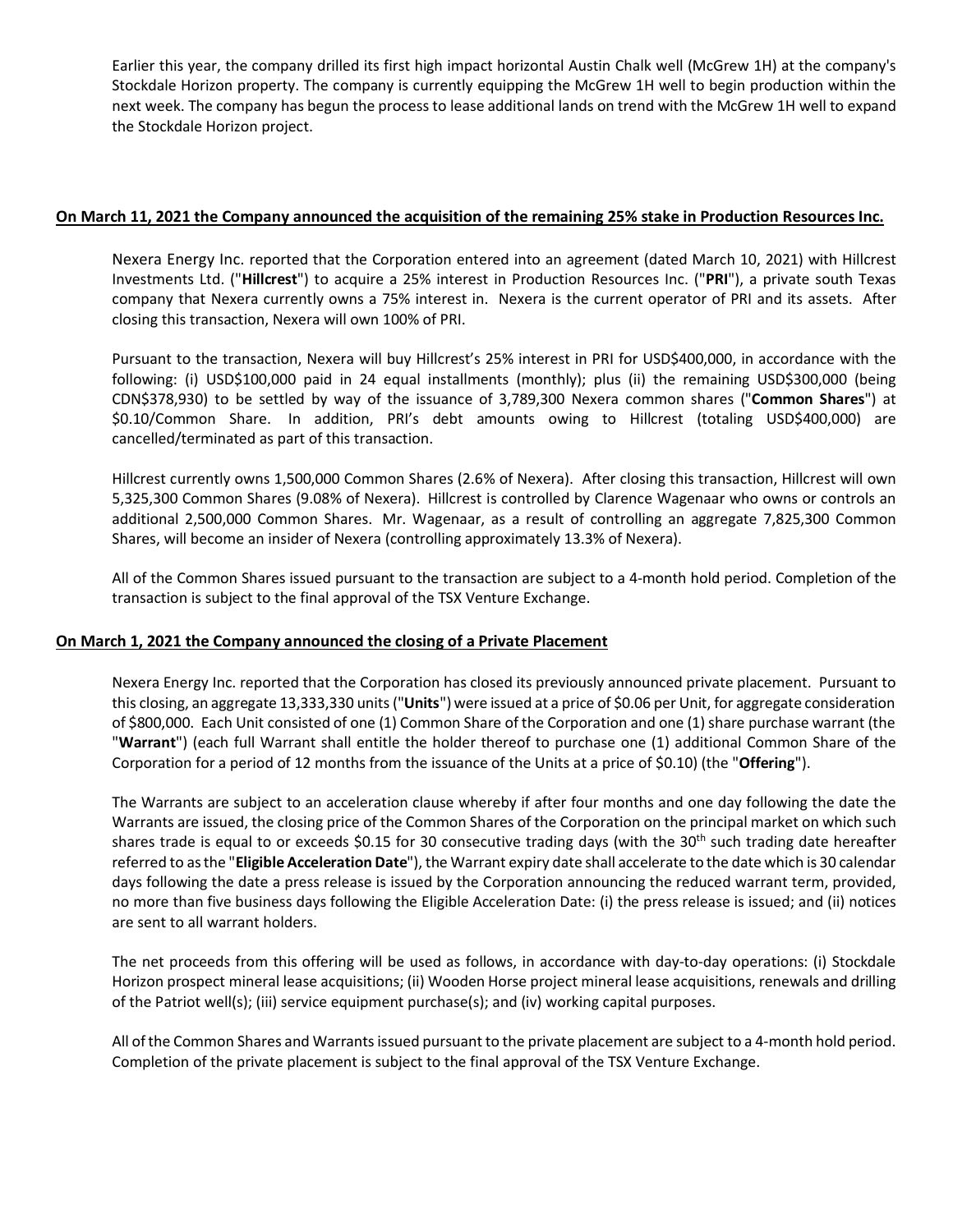Earlier this year, the company drilled its first high impact horizontal Austin Chalk well (McGrew 1H) at the company's Stockdale Horizon property. The company is currently equipping the McGrew 1H well to begin production within the next week. The company has begun the process to lease additional lands on trend with the McGrew 1H well to expand the Stockdale Horizon project.

**On March 11, 2021 the Company announced the acquisition of the remaining 25% stake in Production Resources Inc.**

Nexera Energy Inc. reported that the Corporation entered into an agreement (dated March 10, 2021) with Hillcrest Investments Ltd. ("**Hillcrest**") to acquire a 25% interest in Production Resources Inc. ("**PRI**"), a private south Texas company that Nexera currently owns a 75% interest in. Nexera is the current operator of PRI and its assets. After closing this transaction, Nexera will own 100% of PRI.

Pursuant to the transaction, Nexera will buy Hillcrest's 25% interest in PRI for USD$400,000, in accordance with the following: (i) USD$100,000 paid in 24 equal installments (monthly); plus (ii) the remaining USD$300,000 (being CDN$378,930) to be settled by way of the issuance of 3,789,300 Nexera common shares ("**Common Shares**") at $0.10/Common Share. In addition, PRI's debt amounts owing to Hillcrest (totaling USD$400,000) are cancelled/terminated as part of this transaction.

Hillcrest currently owns 1,500,000 Common Shares (2.6% of Nexera). After closing this transaction, Hillcrest will own 5,325,300 Common Shares (9.08% of Nexera). Hillcrest is controlled by Clarence Wagenaar who owns or controls an additional 2,500,000 Common Shares. Mr. Wagenaar, as a result of controlling an aggregate 7,825,300 Common Shares, will become an insider of Nexera (controlling approximately 13.3% of Nexera).

All of the Common Shares issued pursuant to the transaction are subject to a 4-month hold period. Completion of the transaction is subject to the final approval of the TSX Venture Exchange.

**On March 1, 2021 the Company announced the closing of a Private Placement**

Nexera Energy Inc. reported that the Corporation has closed its previously announced private placement. Pursuant to this closing, an aggregate 13,333,330 units ("**Units**") were issued at a price of $0.06 per Unit, for aggregate consideration of $800,000. Each Unit consisted of one (1) Common Share of the Corporation and one (1) share purchase warrant (the "**Warrant**") (each full Warrant shall entitle the holder thereof to purchase one (1) additional Common Share of the Corporation for a period of 12 months from the issuance of the Units at a price of $0.10) (the "**Offering**").

The Warrants are subject to an acceleration clause whereby if after four months and one day following the date the Warrants are issued, the closing price of the Common Shares of the Corporation on the principal market on which such shares trade is equal to or exceeds $0.15 for 30 consecutive trading days (with the 30th such trading date hereafter referred to as the "**Eligible Acceleration Date**"), the Warrant expiry date shall accelerate to the date which is 30 calendar days following the date a press release is issued by the Corporation announcing the reduced warrant term, provided, no more than five business days following the Eligible Acceleration Date: (i) the press release is issued; and (ii) notices are sent to all warrant holders.

The net proceeds from this offering will be used as follows, in accordance with day-to-day operations: (i) Stockdale Horizon prospect mineral lease acquisitions; (ii) Wooden Horse project mineral lease acquisitions, renewals and drilling of the Patriot well(s); (iii) service equipment purchase(s); and (iv) working capital purposes.

All of the Common Shares and Warrants issued pursuant to the private placement are subject to a 4-month hold period. Completion of the private placement is subject to the final approval of the TSX Venture Exchange.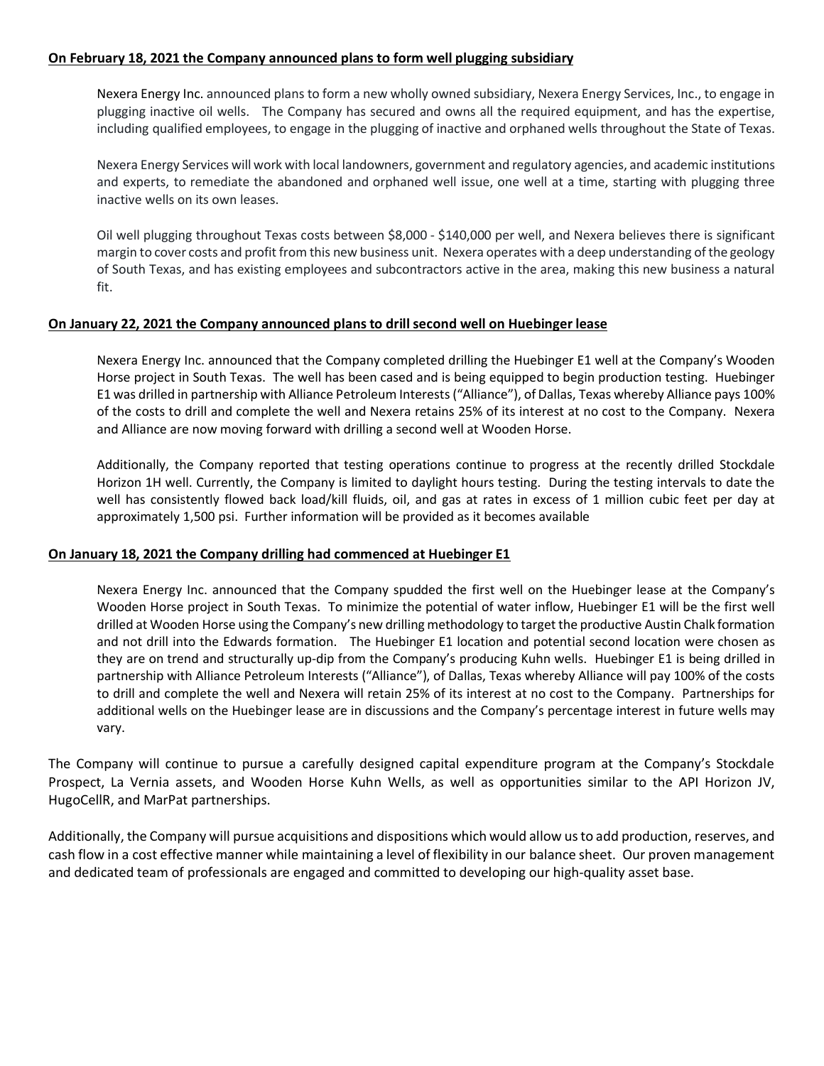**On February 18, 2021 the Company announced plans to form well plugging subsidiary**

Nexera Energy Inc. announced plans to form a new wholly owned subsidiary, Nexera Energy Services, Inc., to engage in plugging inactive oil wells. The Company has secured and owns all the required equipment, and has the expertise, including qualified employees, to engage in the plugging of inactive and orphaned wells throughout the State of Texas.

Nexera Energy Services will work with local landowners, government and regulatory agencies, and academic institutions and experts, to remediate the abandoned and orphaned well issue, one well at a time, starting with plugging three inactive wells on its own leases.

Oil well plugging throughout Texas costs between $8,000 - $140,000 per well, and Nexera believes there is significant margin to cover costs and profit from this new business unit. Nexera operates with a deep understanding of the geology of South Texas, and has existing employees and subcontractors active in the area, making this new business a natural fit.

**On January 22, 2021 the Company announced plans to drill second well on Huebinger lease**

Nexera Energy Inc. announced that the Company completed drilling the Huebinger E1 well at the Company's Wooden Horse project in South Texas. The well has been cased and is being equipped to begin production testing. Huebinger E1 was drilled in partnership with Alliance Petroleum Interests ("Alliance"), of Dallas, Texas whereby Alliance pays 100% of the costs to drill and complete the well and Nexera retains 25% of its interest at no cost to the Company. Nexera and Alliance are now moving forward with drilling a second well at Wooden Horse.

Additionally, the Company reported that testing operations continue to progress at the recently drilled Stockdale Horizon 1H well. Currently, the Company is limited to daylight hours testing. During the testing intervals to date the well has consistently flowed back load/kill fluids, oil, and gas at rates in excess of 1 million cubic feet per day at approximately 1,500 psi. Further information will be provided as it becomes available

**On January 18, 2021 the Company drilling had commenced at Huebinger E1**

Nexera Energy Inc. announced that the Company spudded the first well on the Huebinger lease at the Company's Wooden Horse project in South Texas. To minimize the potential of water inflow, Huebinger E1 will be the first well drilled at Wooden Horse using the Company's new drilling methodology to target the productive Austin Chalk formation and not drill into the Edwards formation. The Huebinger E1 location and potential second location were chosen as they are on trend and structurally up-dip from the Company's producing Kuhn wells. Huebinger E1 is being drilled in partnership with Alliance Petroleum Interests ("Alliance"), of Dallas, Texas whereby Alliance will pay 100% of the costs to drill and complete the well and Nexera will retain 25% of its interest at no cost to the Company. Partnerships for additional wells on the Huebinger lease are in discussions and the Company's percentage interest in future wells may vary.

The Company will continue to pursue a carefully designed capital expenditure program at the Company's Stockdale Prospect, La Vernia assets, and Wooden Horse Kuhn Wells, as well as opportunities similar to the API Horizon JV, HugoCellR, and MarPat partnerships.

Additionally, the Company will pursue acquisitions and dispositions which would allow us to add production, reserves, and cash flow in a cost effective manner while maintaining a level of flexibility in our balance sheet. Our proven management and dedicated team of professionals are engaged and committed to developing our high-quality asset base.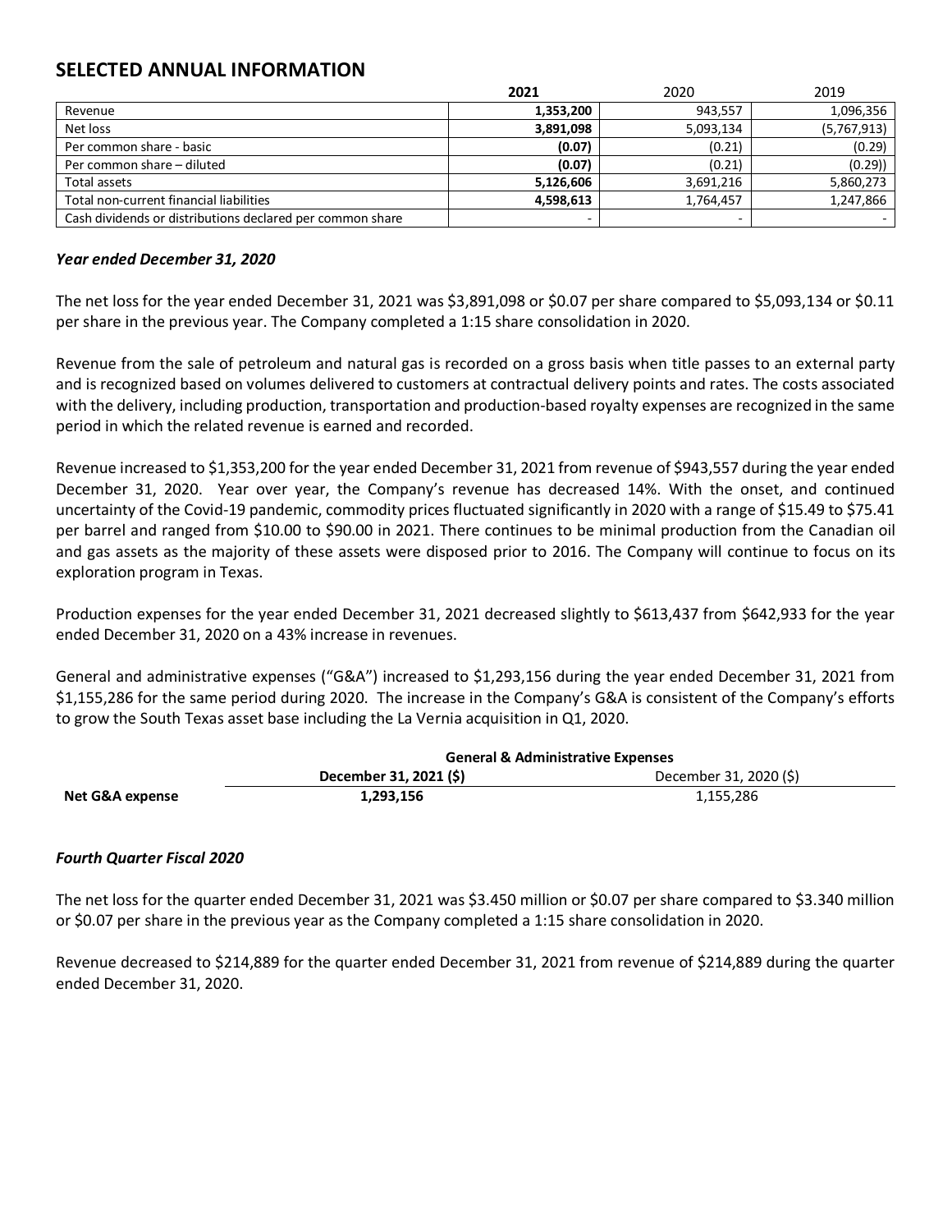## SELECTED ANNUAL INFORMATION

| | **2021** | 2020 | 2019 |
|---|---|---|---|
| Revenue | **1,353,200** | 943,557 | 1,096,356 |
| Net loss | **3,891,098** | 5,093,134 | (5,767,913) |
| Per common share - basic | **(0.07)** | (0.21) | (0.29) |
| Per common share – diluted | **(0.07)** | (0.21) | (0.29)) |
| Total assets | **5,126,606** | 3,691,216 | 5,860,273 |
| Total non-current financial liabilities | **4,598,613** | 1,764,457 | 1,247,866 |
| Cash dividends or distributions declared per common share | - | - | - |

***Year ended December 31, 2020***

The net loss for the year ended December 31, 2021 was $3,891,098 or $0.07 per share compared to $5,093,134 or $0.11 per share in the previous year. The Company completed a 1:15 share consolidation in 2020.

Revenue from the sale of petroleum and natural gas is recorded on a gross basis when title passes to an external party and is recognized based on volumes delivered to customers at contractual delivery points and rates. The costs associated with the delivery, including production, transportation and production-based royalty expenses are recognized in the same period in which the related revenue is earned and recorded.

Revenue increased to $1,353,200 for the year ended December 31, 2021 from revenue of $943,557 during the year ended December 31, 2020. Year over year, the Company's revenue has decreased 14%. With the onset, and continued uncertainty of the Covid-19 pandemic, commodity prices fluctuated significantly in 2020 with a range of $15.49 to $75.41 per barrel and ranged from $10.00 to $90.00 in 2021. There continues to be minimal production from the Canadian oil and gas assets as the majority of these assets were disposed prior to 2016. The Company will continue to focus on its exploration program in Texas.

Production expenses for the year ended December 31, 2021 decreased slightly to $613,437 from $642,933 for the year ended December 31, 2020 on a 43% increase in revenues.

General and administrative expenses ("G&A") increased to $1,293,156 during the year ended December 31, 2021 from $1,155,286 for the same period during 2020. The increase in the Company's G&A is consistent of the Company's efforts to grow the South Texas asset base including the La Vernia acquisition in Q1, 2020.

| | **General & Administrative Expenses** | |
|---|---|---|
| | **December 31, 2021 ($)** | December 31, 2020 ($) |
| **Net G&A expense** | **1,293,156** | 1,155,286 |

***Fourth Quarter Fiscal 2020***

The net loss for the quarter ended December 31, 2021 was $3.450 million or $0.07 per share compared to $3.340 million or $0.07 per share in the previous year as the Company completed a 1:15 share consolidation in 2020.

Revenue decreased to $214,889 for the quarter ended December 31, 2021 from revenue of $214,889 during the quarter ended December 31, 2020.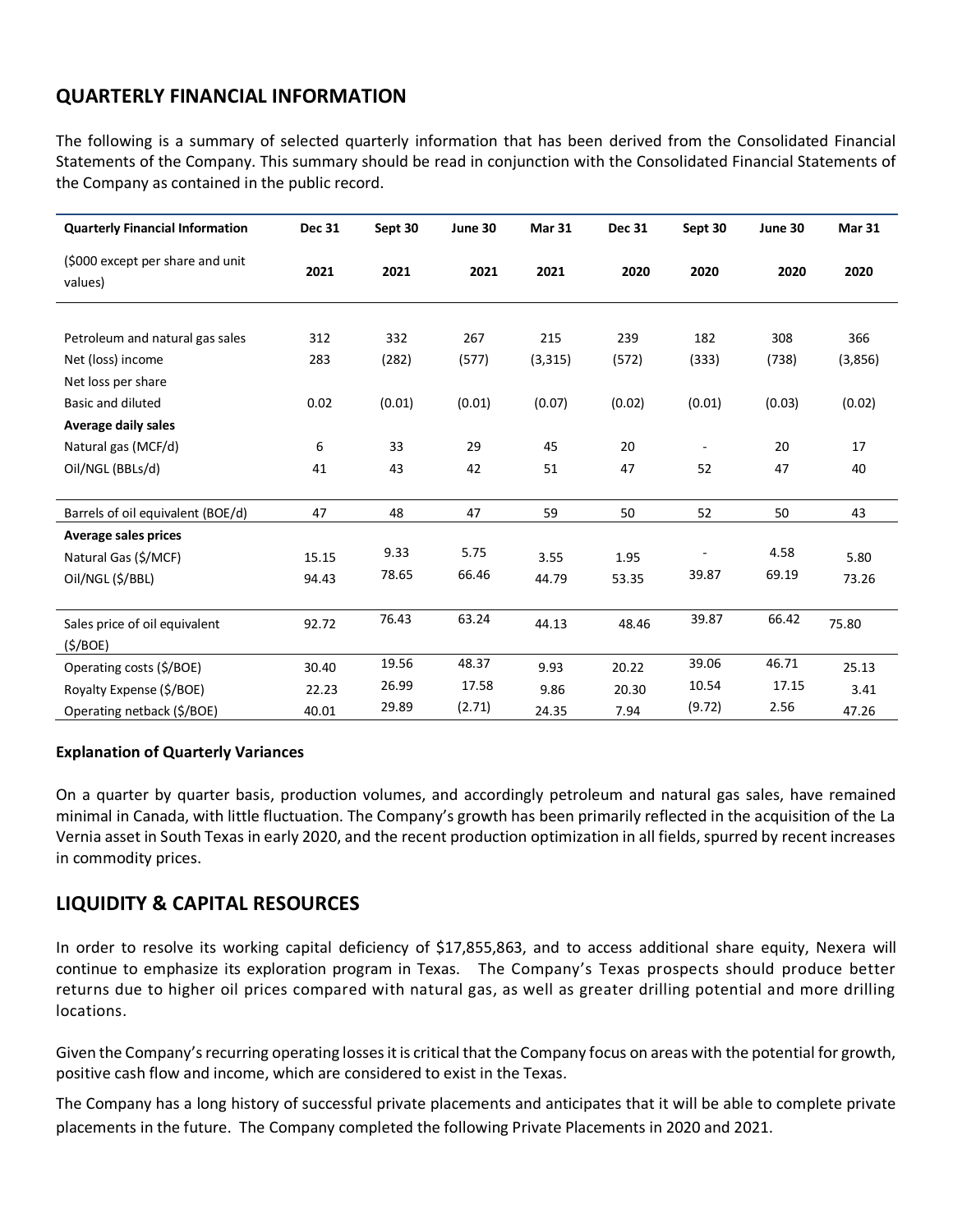## QUARTERLY FINANCIAL INFORMATION

The following is a summary of selected quarterly information that has been derived from the Consolidated Financial Statements of the Company. This summary should be read in conjunction with the Consolidated Financial Statements of the Company as contained in the public record.

| Quarterly Financial Information | Dec 31 | Sept 30 | June 30 | Mar 31 | Dec 31 | Sept 30 | June 30 | Mar 31 |
|---|---|---|---|---|---|---|---|---|
| ($000 except per share and unit values) | 2021 | 2021 | 2021 | 2021 | 2020 | 2020 | 2020 | 2020 |
| Petroleum and natural gas sales | 312 | 332 | 267 | 215 | 239 | 182 | 308 | 366 |
| Net (loss) income | 283 | (282) | (577) | (3,315) | (572) | (333) | (738) | (3,856) |
| Net loss per share | | | | | | | | |
| Basic and diluted | 0.02 | (0.01) | (0.01) | (0.07) | (0.02) | (0.01) | (0.03) | (0.02) |
| **Average daily sales** | | | | | | | | |
| Natural gas (MCF/d) | 6 | 33 | 29 | 45 | 20 | - | 20 | 17 |
| Oil/NGL (BBLs/d) | 41 | 43 | 42 | 51 | 47 | 52 | 47 | 40 |
| Barrels of oil equivalent (BOE/d) | 47 | 48 | 47 | 59 | 50 | 52 | 50 | 43 |
| **Average sales prices** | | | | | | | | |
| Natural Gas ($/MCF) | 15.15 | 9.33 | 5.75 | 3.55 | 1.95 | - | 4.58 | 5.80 |
| Oil/NGL ($/BBL) | 94.43 | 78.65 | 66.46 | 44.79 | 53.35 | 39.87 | 69.19 | 73.26 |
| Sales price of oil equivalent ($/BOE) | 92.72 | 76.43 | 63.24 | 44.13 | 48.46 | 39.87 | 66.42 | 75.80 |
| Operating costs ($/BOE) | 30.40 | 19.56 | 48.37 | 9.93 | 20.22 | 39.06 | 46.71 | 25.13 |
| Royalty Expense ($/BOE) | 22.23 | 26.99 | 17.58 | 9.86 | 20.30 | 10.54 | 17.15 | 3.41 |
| Operating netback ($/BOE) | 40.01 | 29.89 | (2.71) | 24.35 | 7.94 | (9.72) | 2.56 | 47.26 |

**Explanation of Quarterly Variances**

On a quarter by quarter basis, production volumes, and accordingly petroleum and natural gas sales, have remained minimal in Canada, with little fluctuation. The Company's growth has been primarily reflected in the acquisition of the La Vernia asset in South Texas in early 2020, and the recent production optimization in all fields, spurred by recent increases in commodity prices.

## LIQUIDITY & CAPITAL RESOURCES

In order to resolve its working capital deficiency of $17,855,863, and to access additional share equity, Nexera will continue to emphasize its exploration program in Texas. The Company's Texas prospects should produce better returns due to higher oil prices compared with natural gas, as well as greater drilling potential and more drilling locations.

Given the Company's recurring operating losses it is critical that the Company focus on areas with the potential for growth, positive cash flow and income, which are considered to exist in the Texas.

The Company has a long history of successful private placements and anticipates that it will be able to complete private placements in the future. The Company completed the following Private Placements in 2020 and 2021.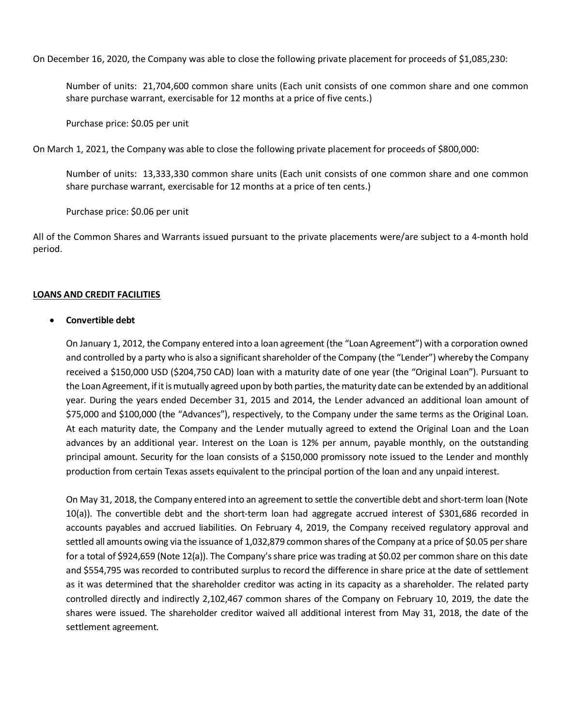On December 16, 2020, the Company was able to close the following private placement for proceeds of $1,085,230:

> Number of units: 21,704,600 common share units (Each unit consists of one common share and one common share purchase warrant, exercisable for 12 months at a price of five cents.)
>
> Purchase price: $0.05 per unit

On March 1, 2021, the Company was able to close the following private placement for proceeds of $800,000:

> Number of units: 13,333,330 common share units (Each unit consists of one common share and one common share purchase warrant, exercisable for 12 months at a price of ten cents.)
>
> Purchase price: $0.06 per unit

All of the Common Shares and Warrants issued pursuant to the private placements were/are subject to a 4-month hold period.

## LOANS AND CREDIT FACILITIES

- **Convertible debt**

  On January 1, 2012, the Company entered into a loan agreement (the "Loan Agreement") with a corporation owned and controlled by a party who is also a significant shareholder of the Company (the "Lender") whereby the Company received a $150,000 USD ($204,750 CAD) loan with a maturity date of one year (the "Original Loan"). Pursuant to the Loan Agreement, if it is mutually agreed upon by both parties, the maturity date can be extended by an additional year. During the years ended December 31, 2015 and 2014, the Lender advanced an additional loan amount of $75,000 and $100,000 (the "Advances"), respectively, to the Company under the same terms as the Original Loan. At each maturity date, the Company and the Lender mutually agreed to extend the Original Loan and the Loan advances by an additional year. Interest on the Loan is 12% per annum, payable monthly, on the outstanding principal amount. Security for the loan consists of a $150,000 promissory note issued to the Lender and monthly production from certain Texas assets equivalent to the principal portion of the loan and any unpaid interest.

  On May 31, 2018, the Company entered into an agreement to settle the convertible debt and short-term loan (Note 10(a)). The convertible debt and the short-term loan had aggregate accrued interest of $301,686 recorded in accounts payables and accrued liabilities. On February 4, 2019, the Company received regulatory approval and settled all amounts owing via the issuance of 1,032,879 common shares of the Company at a price of $0.05 per share for a total of $924,659 (Note 12(a)). The Company's share price was trading at $0.02 per common share on this date and $554,795 was recorded to contributed surplus to record the difference in share price at the date of settlement as it was determined that the shareholder creditor was acting in its capacity as a shareholder. The related party controlled directly and indirectly 2,102,467 common shares of the Company on February 10, 2019, the date the shares were issued. The shareholder creditor waived all additional interest from May 31, 2018, the date of the settlement agreement.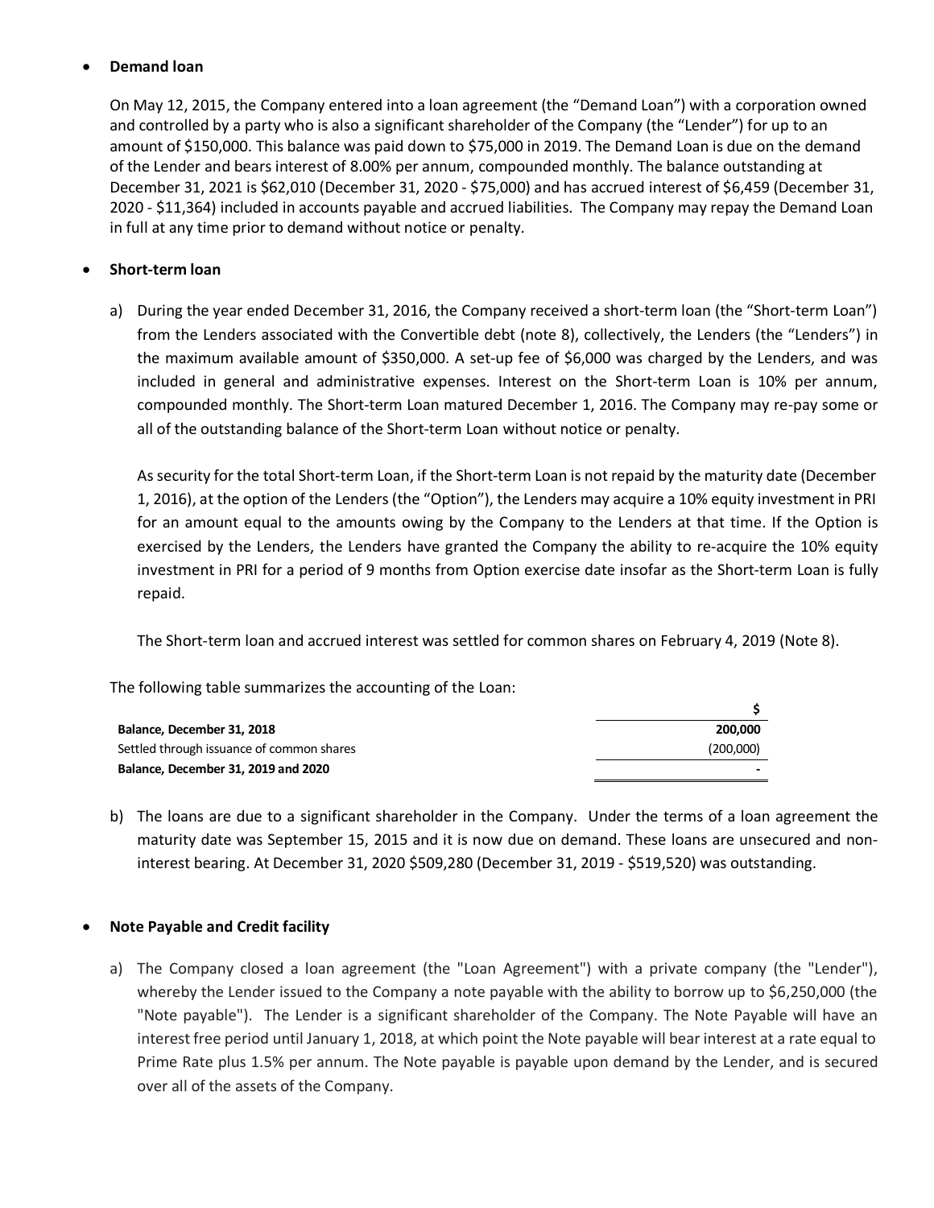- **Demand loan**

  On May 12, 2015, the Company entered into a loan agreement (the "Demand Loan") with a corporation owned and controlled by a party who is also a significant shareholder of the Company (the "Lender") for up to an amount of $150,000. This balance was paid down to $75,000 in 2019. The Demand Loan is due on the demand of the Lender and bears interest of 8.00% per annum, compounded monthly. The balance outstanding at December 31, 2021 is $62,010 (December 31, 2020 - $75,000) and has accrued interest of $6,459 (December 31, 2020 - $11,364) included in accounts payable and accrued liabilities. The Company may repay the Demand Loan in full at any time prior to demand without notice or penalty.

- **Short-term loan**

  a) During the year ended December 31, 2016, the Company received a short-term loan (the "Short-term Loan") from the Lenders associated with the Convertible debt (note 8), collectively, the Lenders (the "Lenders") in the maximum available amount of $350,000. A set-up fee of $6,000 was charged by the Lenders, and was included in general and administrative expenses. Interest on the Short-term Loan is 10% per annum, compounded monthly. The Short-term Loan matured December 1, 2016. The Company may re-pay some or all of the outstanding balance of the Short-term Loan without notice or penalty.

     As security for the total Short-term Loan, if the Short-term Loan is not repaid by the maturity date (December 1, 2016), at the option of the Lenders (the "Option"), the Lenders may acquire a 10% equity investment in PRI for an amount equal to the amounts owing by the Company to the Lenders at that time. If the Option is exercised by the Lenders, the Lenders have granted the Company the ability to re-acquire the 10% equity investment in PRI for a period of 9 months from Option exercise date insofar as the Short-term Loan is fully repaid.

     The Short-term loan and accrued interest was settled for common shares on February 4, 2019 (Note 8).

  The following table summarizes the accounting of the Loan:

  | | $ |
  |---|---|
  | **Balance, December 31, 2018** | **200,000** |
  | Settled through issuance of common shares | (200,000) |
  | **Balance, December 31, 2019 and 2020** | **-** |

  b) The loans are due to a significant shareholder in the Company. Under the terms of a loan agreement the maturity date was September 15, 2015 and it is now due on demand. These loans are unsecured and non-interest bearing. At December 31, 2020 $509,280 (December 31, 2019 - $519,520) was outstanding.

- **Note Payable and Credit facility**

  a) The Company closed a loan agreement (the "Loan Agreement") with a private company (the "Lender"), whereby the Lender issued to the Company a note payable with the ability to borrow up to $6,250,000 (the "Note payable"). The Lender is a significant shareholder of the Company. The Note Payable will have an interest free period until January 1, 2018, at which point the Note payable will bear interest at a rate equal to Prime Rate plus 1.5% per annum. The Note payable is payable upon demand by the Lender, and is secured over all of the assets of the Company.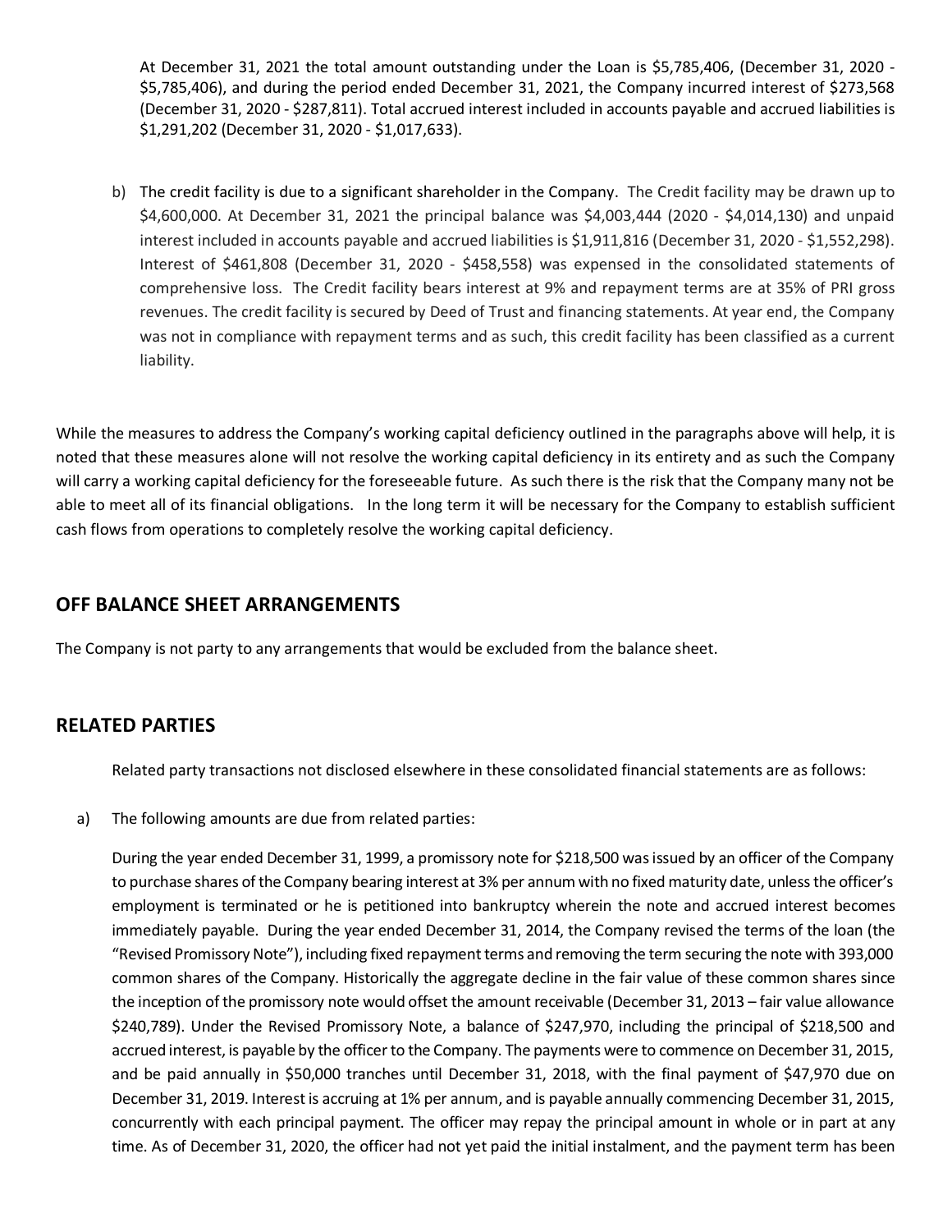At December 31, 2021 the total amount outstanding under the Loan is $5,785,406, (December 31, 2020 - $5,785,406), and during the period ended December 31, 2021, the Company incurred interest of $273,568 (December 31, 2020 - $287,811). Total accrued interest included in accounts payable and accrued liabilities is $1,291,202 (December 31, 2020 - $1,017,633).

b) The credit facility is due to a significant shareholder in the Company. The Credit facility may be drawn up to $4,600,000. At December 31, 2021 the principal balance was $4,003,444 (2020 - $4,014,130) and unpaid interest included in accounts payable and accrued liabilities is $1,911,816 (December 31, 2020 - $1,552,298). Interest of $461,808 (December 31, 2020 - $458,558) was expensed in the consolidated statements of comprehensive loss. The Credit facility bears interest at 9% and repayment terms are at 35% of PRI gross revenues. The credit facility is secured by Deed of Trust and financing statements. At year end, the Company was not in compliance with repayment terms and as such, this credit facility has been classified as a current liability.

While the measures to address the Company's working capital deficiency outlined in the paragraphs above will help, it is noted that these measures alone will not resolve the working capital deficiency in its entirety and as such the Company will carry a working capital deficiency for the foreseeable future. As such there is the risk that the Company many not be able to meet all of its financial obligations. In the long term it will be necessary for the Company to establish sufficient cash flows from operations to completely resolve the working capital deficiency.

## OFF BALANCE SHEET ARRANGEMENTS

The Company is not party to any arrangements that would be excluded from the balance sheet.

## RELATED PARTIES

Related party transactions not disclosed elsewhere in these consolidated financial statements are as follows:

a) The following amounts are due from related parties:

During the year ended December 31, 1999, a promissory note for $218,500 was issued by an officer of the Company to purchase shares of the Company bearing interest at 3% per annum with no fixed maturity date, unless the officer's employment is terminated or he is petitioned into bankruptcy wherein the note and accrued interest becomes immediately payable. During the year ended December 31, 2014, the Company revised the terms of the loan (the "Revised Promissory Note"), including fixed repayment terms and removing the term securing the note with 393,000 common shares of the Company. Historically the aggregate decline in the fair value of these common shares since the inception of the promissory note would offset the amount receivable (December 31, 2013 – fair value allowance $240,789). Under the Revised Promissory Note, a balance of $247,970, including the principal of $218,500 and accrued interest, is payable by the officer to the Company. The payments were to commence on December 31, 2015, and be paid annually in $50,000 tranches until December 31, 2018, with the final payment of $47,970 due on December 31, 2019. Interest is accruing at 1% per annum, and is payable annually commencing December 31, 2015, concurrently with each principal payment. The officer may repay the principal amount in whole or in part at any time. As of December 31, 2020, the officer had not yet paid the initial instalment, and the payment term has been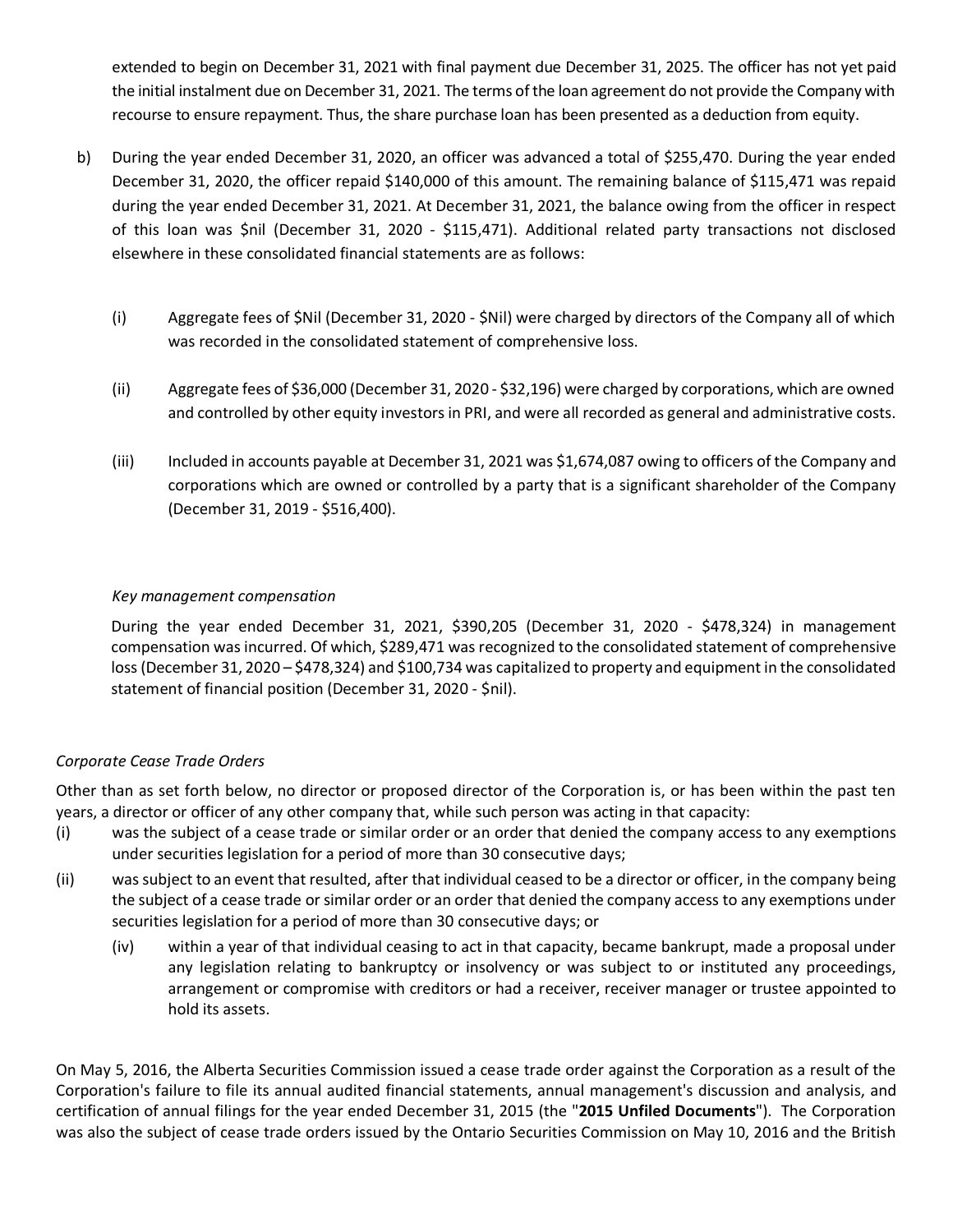extended to begin on December 31, 2021 with final payment due December 31, 2025. The officer has not yet paid the initial instalment due on December 31, 2021. The terms of the loan agreement do not provide the Company with recourse to ensure repayment. Thus, the share purchase loan has been presented as a deduction from equity.

b) During the year ended December 31, 2020, an officer was advanced a total of $255,470. During the year ended December 31, 2020, the officer repaid $140,000 of this amount. The remaining balance of $115,471 was repaid during the year ended December 31, 2021. At December 31, 2021, the balance owing from the officer in respect of this loan was $nil (December 31, 2020 - $115,471). Additional related party transactions not disclosed elsewhere in these consolidated financial statements are as follows:

   (i) Aggregate fees of $Nil (December 31, 2020 - $Nil) were charged by directors of the Company all of which was recorded in the consolidated statement of comprehensive loss.

   (ii) Aggregate fees of $36,000 (December 31, 2020 - $32,196) were charged by corporations, which are owned and controlled by other equity investors in PRI, and were all recorded as general and administrative costs.

   (iii) Included in accounts payable at December 31, 2021 was $1,674,087 owing to officers of the Company and corporations which are owned or controlled by a party that is a significant shareholder of the Company (December 31, 2019 - $516,400).

   *Key management compensation*

   During the year ended December 31, 2021, $390,205 (December 31, 2020 - $478,324) in management compensation was incurred. Of which, $289,471 was recognized to the consolidated statement of comprehensive loss (December 31, 2020 – $478,324) and $100,734 was capitalized to property and equipment in the consolidated statement of financial position (December 31, 2020 - $nil).

*Corporate Cease Trade Orders*

Other than as set forth below, no director or proposed director of the Corporation is, or has been within the past ten years, a director or officer of any other company that, while such person was acting in that capacity:

(i) was the subject of a cease trade or similar order or an order that denied the company access to any exemptions under securities legislation for a period of more than 30 consecutive days;

(ii) was subject to an event that resulted, after that individual ceased to be a director or officer, in the company being the subject of a cease trade or similar order or an order that denied the company access to any exemptions under securities legislation for a period of more than 30 consecutive days; or

   (iv) within a year of that individual ceasing to act in that capacity, became bankrupt, made a proposal under any legislation relating to bankruptcy or insolvency or was subject to or instituted any proceedings, arrangement or compromise with creditors or had a receiver, receiver manager or trustee appointed to hold its assets.

On May 5, 2016, the Alberta Securities Commission issued a cease trade order against the Corporation as a result of the Corporation's failure to file its annual audited financial statements, annual management's discussion and analysis, and certification of annual filings for the year ended December 31, 2015 (the "**2015 Unfiled Documents**"). The Corporation was also the subject of cease trade orders issued by the Ontario Securities Commission on May 10, 2016 and the British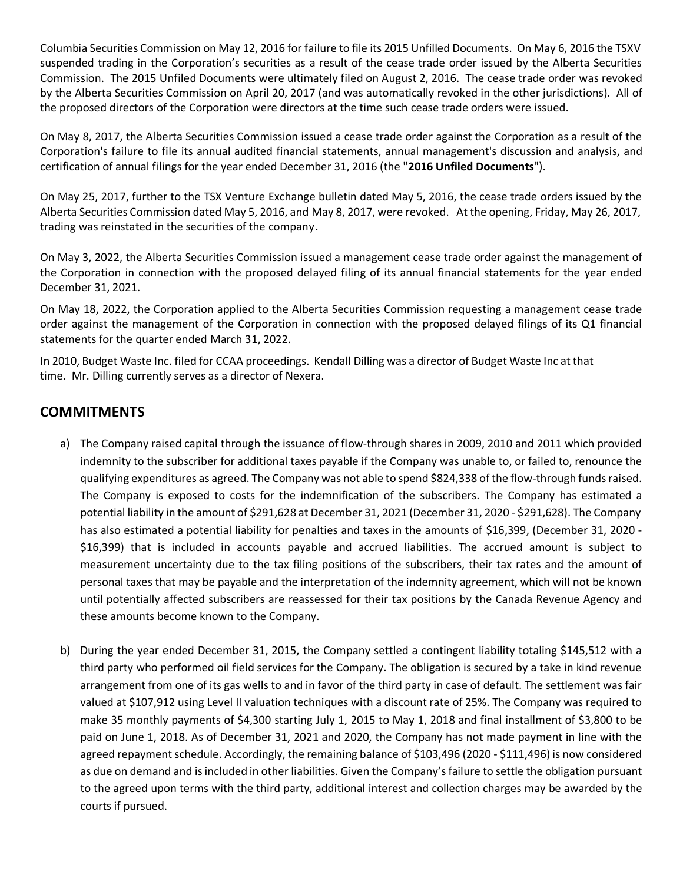Columbia Securities Commission on May 12, 2016 for failure to file its 2015 Unfilled Documents. On May 6, 2016 the TSXV suspended trading in the Corporation's securities as a result of the cease trade order issued by the Alberta Securities Commission. The 2015 Unfiled Documents were ultimately filed on August 2, 2016. The cease trade order was revoked by the Alberta Securities Commission on April 20, 2017 (and was automatically revoked in the other jurisdictions). All of the proposed directors of the Corporation were directors at the time such cease trade orders were issued.

On May 8, 2017, the Alberta Securities Commission issued a cease trade order against the Corporation as a result of the Corporation's failure to file its annual audited financial statements, annual management's discussion and analysis, and certification of annual filings for the year ended December 31, 2016 (the "**2016 Unfiled Documents**").

On May 25, 2017, further to the TSX Venture Exchange bulletin dated May 5, 2016, the cease trade orders issued by the Alberta Securities Commission dated May 5, 2016, and May 8, 2017, were revoked. At the opening, Friday, May 26, 2017, trading was reinstated in the securities of the company.

On May 3, 2022, the Alberta Securities Commission issued a management cease trade order against the management of the Corporation in connection with the proposed delayed filing of its annual financial statements for the year ended December 31, 2021.

On May 18, 2022, the Corporation applied to the Alberta Securities Commission requesting a management cease trade order against the management of the Corporation in connection with the proposed delayed filings of its Q1 financial statements for the quarter ended March 31, 2022.

In 2010, Budget Waste Inc. filed for CCAA proceedings. Kendall Dilling was a director of Budget Waste Inc at that time. Mr. Dilling currently serves as a director of Nexera.

## COMMITMENTS

a) The Company raised capital through the issuance of flow-through shares in 2009, 2010 and 2011 which provided indemnity to the subscriber for additional taxes payable if the Company was unable to, or failed to, renounce the qualifying expenditures as agreed. The Company was not able to spend $824,338 of the flow-through funds raised. The Company is exposed to costs for the indemnification of the subscribers. The Company has estimated a potential liability in the amount of $291,628 at December 31, 2021 (December 31, 2020 - $291,628). The Company has also estimated a potential liability for penalties and taxes in the amounts of $16,399, (December 31, 2020 - $16,399) that is included in accounts payable and accrued liabilities. The accrued amount is subject to measurement uncertainty due to the tax filing positions of the subscribers, their tax rates and the amount of personal taxes that may be payable and the interpretation of the indemnity agreement, which will not be known until potentially affected subscribers are reassessed for their tax positions by the Canada Revenue Agency and these amounts become known to the Company.

b) During the year ended December 31, 2015, the Company settled a contingent liability totaling $145,512 with a third party who performed oil field services for the Company. The obligation is secured by a take in kind revenue arrangement from one of its gas wells to and in favor of the third party in case of default. The settlement was fair valued at $107,912 using Level II valuation techniques with a discount rate of 25%. The Company was required to make 35 monthly payments of $4,300 starting July 1, 2015 to May 1, 2018 and final installment of $3,800 to be paid on June 1, 2018. As of December 31, 2021 and 2020, the Company has not made payment in line with the agreed repayment schedule. Accordingly, the remaining balance of $103,496 (2020 - $111,496) is now considered as due on demand and is included in other liabilities. Given the Company's failure to settle the obligation pursuant to the agreed upon terms with the third party, additional interest and collection charges may be awarded by the courts if pursued.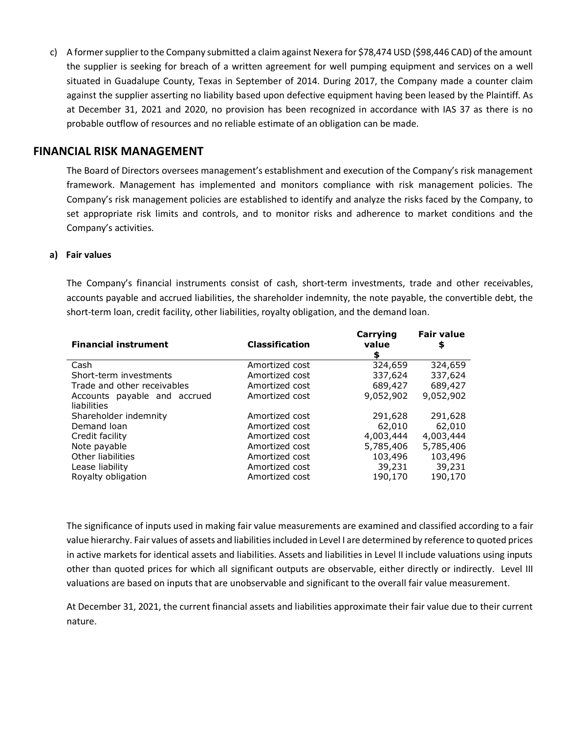c) A former supplier to the Company submitted a claim against Nexera for $78,474 USD ($98,446 CAD) of the amount the supplier is seeking for breach of a written agreement for well pumping equipment and services on a well situated in Guadalupe County, Texas in September of 2014. During 2017, the Company made a counter claim against the supplier asserting no liability based upon defective equipment having been leased by the Plaintiff. As at December 31, 2021 and 2020, no provision has been recognized in accordance with IAS 37 as there is no probable outflow of resources and no reliable estimate of an obligation can be made.

## FINANCIAL RISK MANAGEMENT

The Board of Directors oversees management's establishment and execution of the Company's risk management framework. Management has implemented and monitors compliance with risk management policies. The Company's risk management policies are established to identify and analyze the risks faced by the Company, to set appropriate risk limits and controls, and to monitor risks and adherence to market conditions and the Company's activities.

**a) Fair values**

The Company's financial instruments consist of cash, short-term investments, trade and other receivables, accounts payable and accrued liabilities, the shareholder indemnity, the note payable, the convertible debt, the short-term loan, credit facility, other liabilities, royalty obligation, and the demand loan.

| Financial instrument | Classification | Carrying value $ | Fair value $ |
|---|---|---|---|
| Cash | Amortized cost | 324,659 | 324,659 |
| Short-term investments | Amortized cost | 337,624 | 337,624 |
| Trade and other receivables | Amortized cost | 689,427 | 689,427 |
| Accounts payable and accrued liabilities | Amortized cost | 9,052,902 | 9,052,902 |
| Shareholder indemnity | Amortized cost | 291,628 | 291,628 |
| Demand loan | Amortized cost | 62,010 | 62,010 |
| Credit facility | Amortized cost | 4,003,444 | 4,003,444 |
| Note payable | Amortized cost | 5,785,406 | 5,785,406 |
| Other liabilities | Amortized cost | 103,496 | 103,496 |
| Lease liability | Amortized cost | 39,231 | 39,231 |
| Royalty obligation | Amortized cost | 190,170 | 190,170 |

The significance of inputs used in making fair value measurements are examined and classified according to a fair value hierarchy. Fair values of assets and liabilities included in Level I are determined by reference to quoted prices in active markets for identical assets and liabilities. Assets and liabilities in Level II include valuations using inputs other than quoted prices for which all significant outputs are observable, either directly or indirectly. Level III valuations are based on inputs that are unobservable and significant to the overall fair value measurement.

At December 31, 2021, the current financial assets and liabilities approximate their fair value due to their current nature.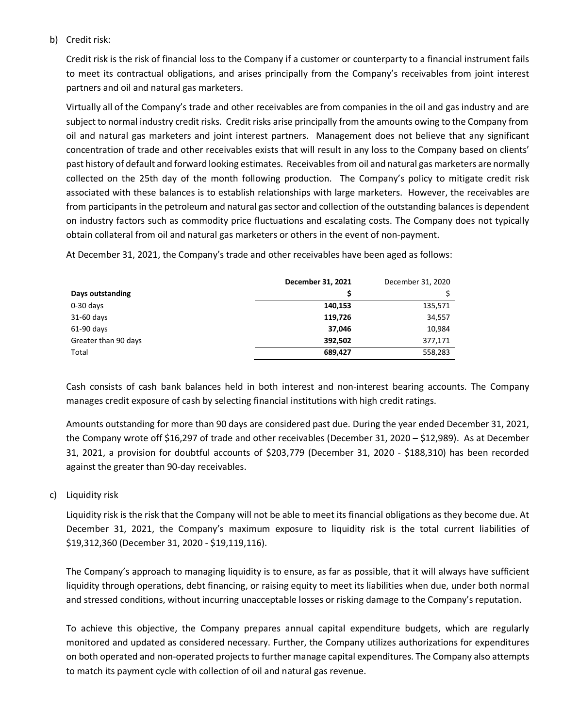b) Credit risk:

Credit risk is the risk of financial loss to the Company if a customer or counterparty to a financial instrument fails to meet its contractual obligations, and arises principally from the Company's receivables from joint interest partners and oil and natural gas marketers.

Virtually all of the Company's trade and other receivables are from companies in the oil and gas industry and are subject to normal industry credit risks. Credit risks arise principally from the amounts owing to the Company from oil and natural gas marketers and joint interest partners. Management does not believe that any significant concentration of trade and other receivables exists that will result in any loss to the Company based on clients' past history of default and forward looking estimates. Receivables from oil and natural gas marketers are normally collected on the 25th day of the month following production. The Company's policy to mitigate credit risk associated with these balances is to establish relationships with large marketers. However, the receivables are from participants in the petroleum and natural gas sector and collection of the outstanding balances is dependent on industry factors such as commodity price fluctuations and escalating costs. The Company does not typically obtain collateral from oil and natural gas marketers or others in the event of non-payment.

At December 31, 2021, the Company's trade and other receivables have been aged as follows:

| | **December 31, 2021** | December 31, 2020 |
|---|---|---|
| **Days outstanding** | **$** | $ |
| 0-30 days | **140,153** | 135,571 |
| 31-60 days | **119,726** | 34,557 |
| 61-90 days | **37,046** | 10,984 |
| Greater than 90 days | **392,502** | 377,171 |
| Total | **689,427** | 558,283 |

Cash consists of cash bank balances held in both interest and non-interest bearing accounts. The Company manages credit exposure of cash by selecting financial institutions with high credit ratings.

Amounts outstanding for more than 90 days are considered past due. During the year ended December 31, 2021, the Company wrote off $16,297 of trade and other receivables (December 31, 2020 – $12,989). As at December 31, 2021, a provision for doubtful accounts of $203,779 (December 31, 2020 - $188,310) has been recorded against the greater than 90-day receivables.

c) Liquidity risk

Liquidity risk is the risk that the Company will not be able to meet its financial obligations as they become due. At December 31, 2021, the Company's maximum exposure to liquidity risk is the total current liabilities of $19,312,360 (December 31, 2020 - $19,119,116).

The Company's approach to managing liquidity is to ensure, as far as possible, that it will always have sufficient liquidity through operations, debt financing, or raising equity to meet its liabilities when due, under both normal and stressed conditions, without incurring unacceptable losses or risking damage to the Company's reputation.

To achieve this objective, the Company prepares annual capital expenditure budgets, which are regularly monitored and updated as considered necessary. Further, the Company utilizes authorizations for expenditures on both operated and non-operated projects to further manage capital expenditures. The Company also attempts to match its payment cycle with collection of oil and natural gas revenue.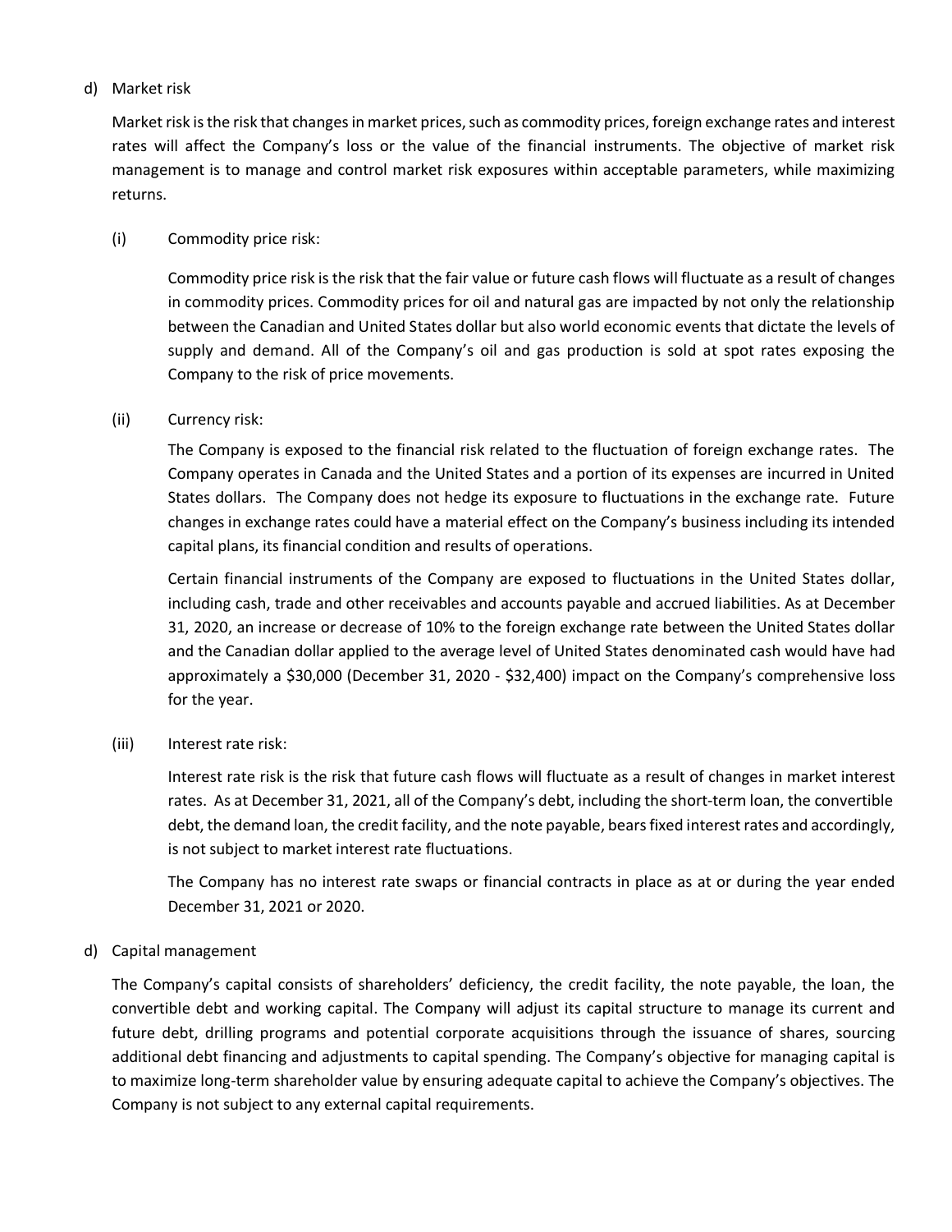d) Market risk

Market risk is the risk that changes in market prices, such as commodity prices, foreign exchange rates and interest rates will affect the Company's loss or the value of the financial instruments. The objective of market risk management is to manage and control market risk exposures within acceptable parameters, while maximizing returns.

(i) Commodity price risk:

Commodity price risk is the risk that the fair value or future cash flows will fluctuate as a result of changes in commodity prices. Commodity prices for oil and natural gas are impacted by not only the relationship between the Canadian and United States dollar but also world economic events that dictate the levels of supply and demand. All of the Company's oil and gas production is sold at spot rates exposing the Company to the risk of price movements.

(ii) Currency risk:

The Company is exposed to the financial risk related to the fluctuation of foreign exchange rates. The Company operates in Canada and the United States and a portion of its expenses are incurred in United States dollars. The Company does not hedge its exposure to fluctuations in the exchange rate. Future changes in exchange rates could have a material effect on the Company's business including its intended capital plans, its financial condition and results of operations.

Certain financial instruments of the Company are exposed to fluctuations in the United States dollar, including cash, trade and other receivables and accounts payable and accrued liabilities. As at December 31, 2020, an increase or decrease of 10% to the foreign exchange rate between the United States dollar and the Canadian dollar applied to the average level of United States denominated cash would have had approximately a $30,000 (December 31, 2020 - $32,400) impact on the Company's comprehensive loss for the year.

(iii) Interest rate risk:

Interest rate risk is the risk that future cash flows will fluctuate as a result of changes in market interest rates. As at December 31, 2021, all of the Company's debt, including the short-term loan, the convertible debt, the demand loan, the credit facility, and the note payable, bears fixed interest rates and accordingly, is not subject to market interest rate fluctuations.

The Company has no interest rate swaps or financial contracts in place as at or during the year ended December 31, 2021 or 2020.

d) Capital management

The Company's capital consists of shareholders' deficiency, the credit facility, the note payable, the loan, the convertible debt and working capital. The Company will adjust its capital structure to manage its current and future debt, drilling programs and potential corporate acquisitions through the issuance of shares, sourcing additional debt financing and adjustments to capital spending. The Company's objective for managing capital is to maximize long-term shareholder value by ensuring adequate capital to achieve the Company's objectives. The Company is not subject to any external capital requirements.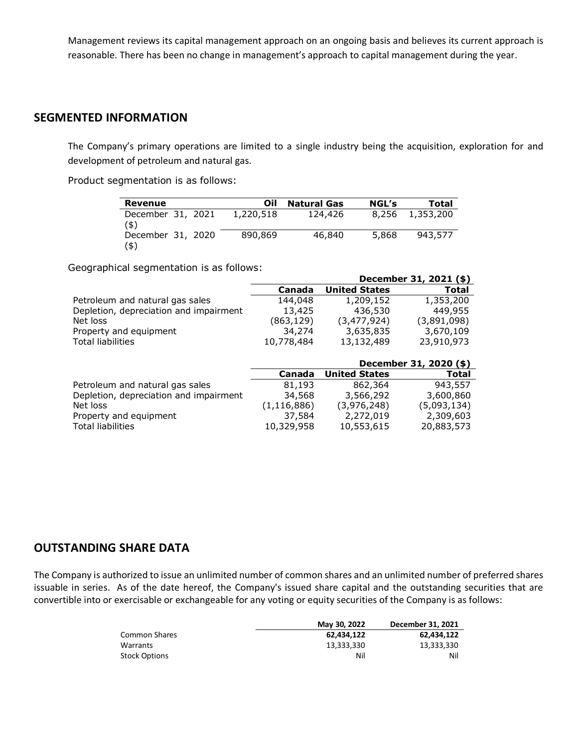Management reviews its capital management approach on an ongoing basis and believes its current approach is reasonable. There has been no change in management's approach to capital management during the year.

## SEGMENTED INFORMATION

The Company's primary operations are limited to a single industry being the acquisition, exploration for and development of petroleum and natural gas.

Product segmentation is as follows:

| Revenue | Oil | Natural Gas | NGL's | Total |
|---|---|---|---|---|
| December 31, 2021 ($) | 1,220,518 | 124,426 | 8,256 | 1,353,200 |
| December 31, 2020 ($) | 890,869 | 46,840 | 5,868 | 943,577 |

Geographical segmentation is as follows:

| | December 31, 2021 ($) | | |
|---|---|---|---|
| | Canada | United States | Total |
| Petroleum and natural gas sales | 144,048 | 1,209,152 | 1,353,200 |
| Depletion, depreciation and impairment | 13,425 | 436,530 | 449,955 |
| Net loss | (863,129) | (3,477,924) | (3,891,098) |
| Property and equipment | 34,274 | 3,635,835 | 3,670,109 |
| Total liabilities | 10,778,484 | 13,132,489 | 23,910,973 |

| | December 31, 2020 ($) | | |
|---|---|---|---|
| | Canada | United States | Total |
| Petroleum and natural gas sales | 81,193 | 862,364 | 943,557 |
| Depletion, depreciation and impairment | 34,568 | 3,566,292 | 3,600,860 |
| Net loss | (1,116,886) | (3,976,248) | (5,093,134) |
| Property and equipment | 37,584 | 2,272,019 | 2,309,603 |
| Total liabilities | 10,329,958 | 10,553,615 | 20,883,573 |

## OUTSTANDING SHARE DATA

The Company is authorized to issue an unlimited number of common shares and an unlimited number of preferred shares issuable in series. As of the date hereof, the Company's issued share capital and the outstanding securities that are convertible into or exercisable or exchangeable for any voting or equity securities of the Company is as follows:

| | May 30, 2022 | December 31, 2021 |
|---|---|---|
| Common Shares | 62,434,122 | 62,434,122 |
| Warrants | 13,333,330 | 13,333,330 |
| Stock Options | Nil | Nil |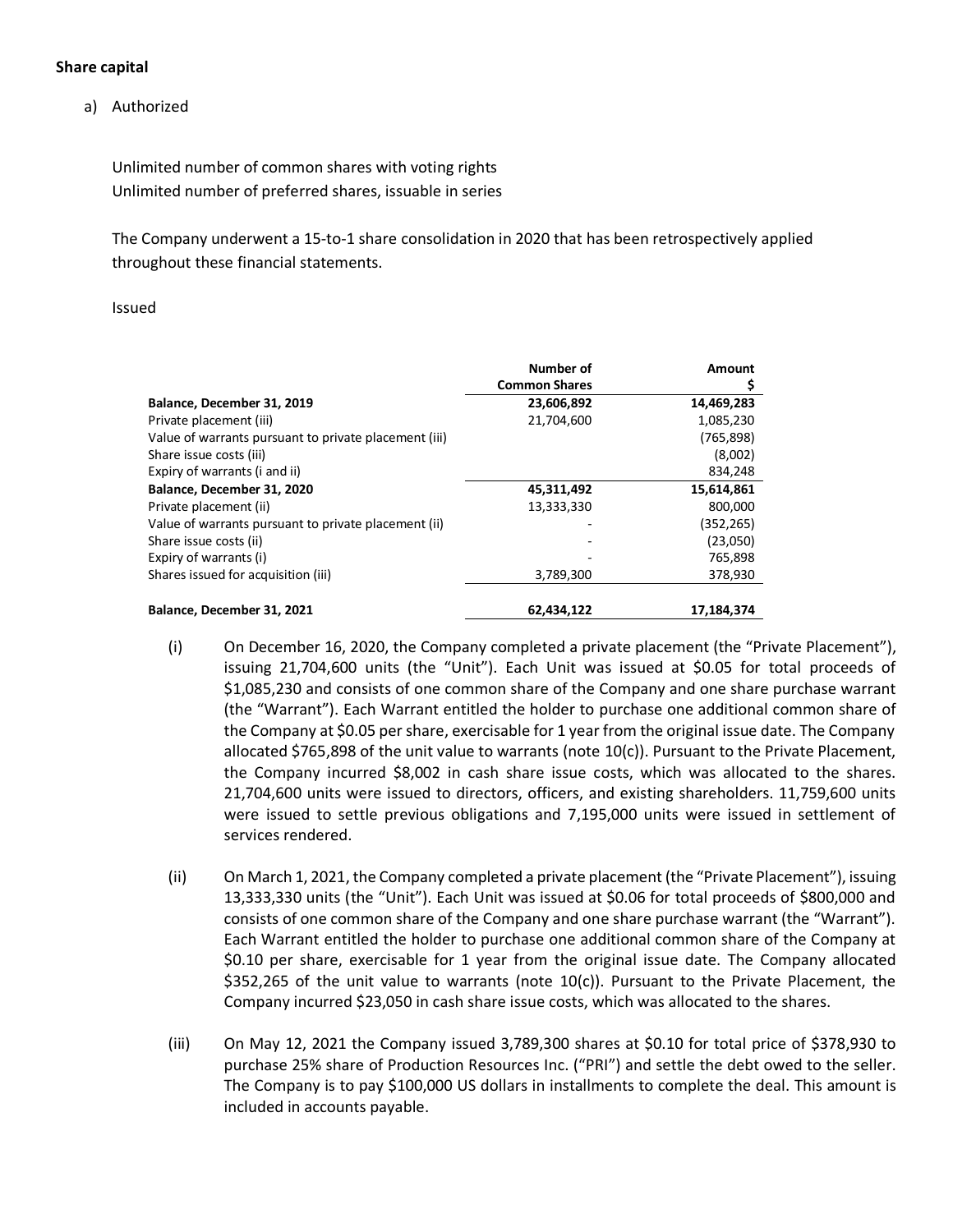**Share capital**

a) Authorized

Unlimited number of common shares with voting rights
Unlimited number of preferred shares, issuable in series

The Company underwent a 15-to-1 share consolidation in 2020 that has been retrospectively applied throughout these financial statements.

Issued

| | Number of Common Shares | Amount $ |
|---|---|---|
| **Balance, December 31, 2019** | **23,606,892** | **14,469,283** |
| Private placement (iii) | 21,704,600 | 1,085,230 |
| Value of warrants pursuant to private placement (iii) | | (765,898) |
| Share issue costs (iii) | | (8,002) |
| Expiry of warrants (i and ii) | | 834,248 |
| **Balance, December 31, 2020** | **45,311,492** | **15,614,861** |
| Private placement (ii) | 13,333,330 | 800,000 |
| Value of warrants pursuant to private placement (ii) | - | (352,265) |
| Share issue costs (ii) | - | (23,050) |
| Expiry of warrants (i) | - | 765,898 |
| Shares issued for acquisition (iii) | 3,789,300 | 378,930 |
| **Balance, December 31, 2021** | **62,434,122** | **17,184,374** |

(i) On December 16, 2020, the Company completed a private placement (the "Private Placement"), issuing 21,704,600 units (the "Unit"). Each Unit was issued at $0.05 for total proceeds of $1,085,230 and consists of one common share of the Company and one share purchase warrant (the "Warrant"). Each Warrant entitled the holder to purchase one additional common share of the Company at $0.05 per share, exercisable for 1 year from the original issue date. The Company allocated $765,898 of the unit value to warrants (note 10(c)). Pursuant to the Private Placement, the Company incurred $8,002 in cash share issue costs, which was allocated to the shares. 21,704,600 units were issued to directors, officers, and existing shareholders. 11,759,600 units were issued to settle previous obligations and 7,195,000 units were issued in settlement of services rendered.

(ii) On March 1, 2021, the Company completed a private placement (the "Private Placement"), issuing 13,333,330 units (the "Unit"). Each Unit was issued at $0.06 for total proceeds of $800,000 and consists of one common share of the Company and one share purchase warrant (the "Warrant"). Each Warrant entitled the holder to purchase one additional common share of the Company at $0.10 per share, exercisable for 1 year from the original issue date. The Company allocated $352,265 of the unit value to warrants (note 10(c)). Pursuant to the Private Placement, the Company incurred $23,050 in cash share issue costs, which was allocated to the shares.

(iii) On May 12, 2021 the Company issued 3,789,300 shares at $0.10 for total price of $378,930 to purchase 25% share of Production Resources Inc. ("PRI") and settle the debt owed to the seller. The Company is to pay $100,000 US dollars in installments to complete the deal. This amount is included in accounts payable.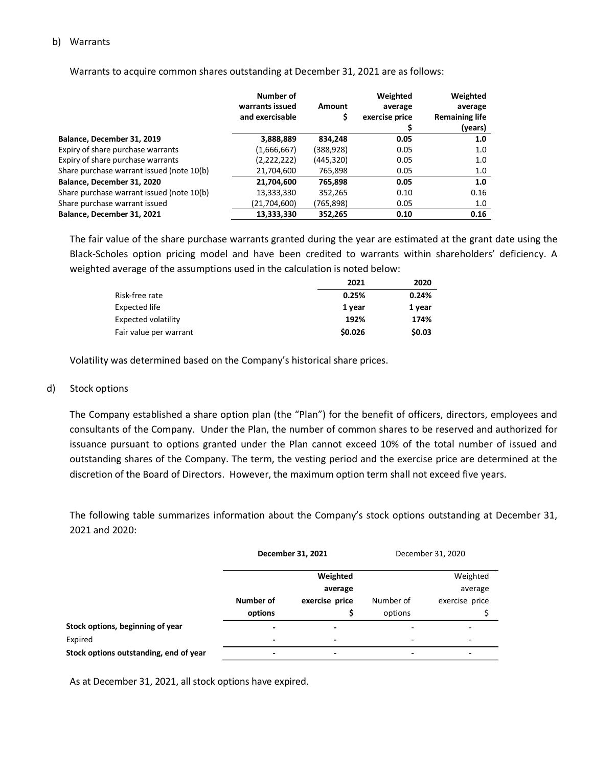b) Warrants

Warrants to acquire common shares outstanding at December 31, 2021 are as follows:

| | Number of warrants issued and exercisable | Amount $ | Weighted average exercise price $ | Weighted average Remaining life (years) |
|---|---|---|---|---|
| **Balance, December 31, 2019** | **3,888,889** | **834,248** | **0.05** | **1.0** |
| Expiry of share purchase warrants | (1,666,667) | (388,928) | 0.05 | 1.0 |
| Expiry of share purchase warrants | (2,222,222) | (445,320) | 0.05 | 1.0 |
| Share purchase warrant issued (note 10(b) | 21,704,600 | 765,898 | 0.05 | 1.0 |
| **Balance, December 31, 2020** | **21,704,600** | **765,898** | **0.05** | **1.0** |
| Share purchase warrant issued (note 10(b) | 13,333,330 | 352,265 | 0.10 | 0.16 |
| Share purchase warrant issued | (21,704,600) | (765,898) | 0.05 | 1.0 |
| **Balance, December 31, 2021** | **13,333,330** | **352,265** | **0.10** | **0.16** |

The fair value of the share purchase warrants granted during the year are estimated at the grant date using the Black-Scholes option pricing model and have been credited to warrants within shareholders' deficiency. A weighted average of the assumptions used in the calculation is noted below:

| | 2021 | 2020 |
|---|---|---|
| Risk-free rate | 0.25% | 0.24% |
| Expected life | 1 year | 1 year |
| Expected volatility | 192% | 174% |
| Fair value per warrant | $0.026 | $0.03 |

Volatility was determined based on the Company's historical share prices.

d) Stock options

The Company established a share option plan (the "Plan") for the benefit of officers, directors, employees and consultants of the Company. Under the Plan, the number of common shares to be reserved and authorized for issuance pursuant to options granted under the Plan cannot exceed 10% of the total number of issued and outstanding shares of the Company. The term, the vesting period and the exercise price are determined at the discretion of the Board of Directors. However, the maximum option term shall not exceed five years.

The following table summarizes information about the Company's stock options outstanding at December 31, 2021 and 2020:

| | December 31, 2021 | | December 31, 2020 | |
|---|---|---|---|---|
| | Number of options | Weighted average exercise price $ | Number of options | Weighted average exercise price $ |
| **Stock options, beginning of year** | - | - | - | - |
| Expired | - | - | - | - |
| **Stock options outstanding, end of year** | - | - | - | - |

As at December 31, 2021, all stock options have expired.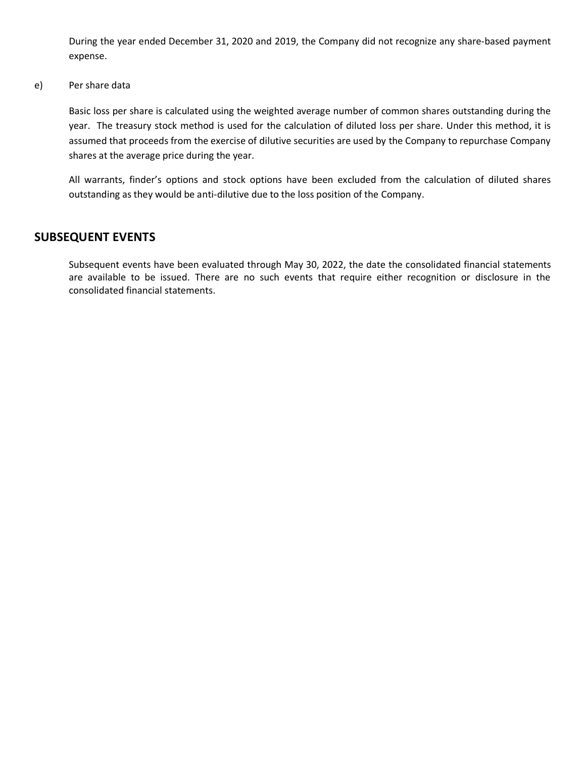During the year ended December 31, 2020 and 2019, the Company did not recognize any share-based payment expense.

e) Per share data

Basic loss per share is calculated using the weighted average number of common shares outstanding during the year. The treasury stock method is used for the calculation of diluted loss per share. Under this method, it is assumed that proceeds from the exercise of dilutive securities are used by the Company to repurchase Company shares at the average price during the year.

All warrants, finder's options and stock options have been excluded from the calculation of diluted shares outstanding as they would be anti-dilutive due to the loss position of the Company.

## SUBSEQUENT EVENTS

Subsequent events have been evaluated through May 30, 2022, the date the consolidated financial statements are available to be issued. There are no such events that require either recognition or disclosure in the consolidated financial statements.